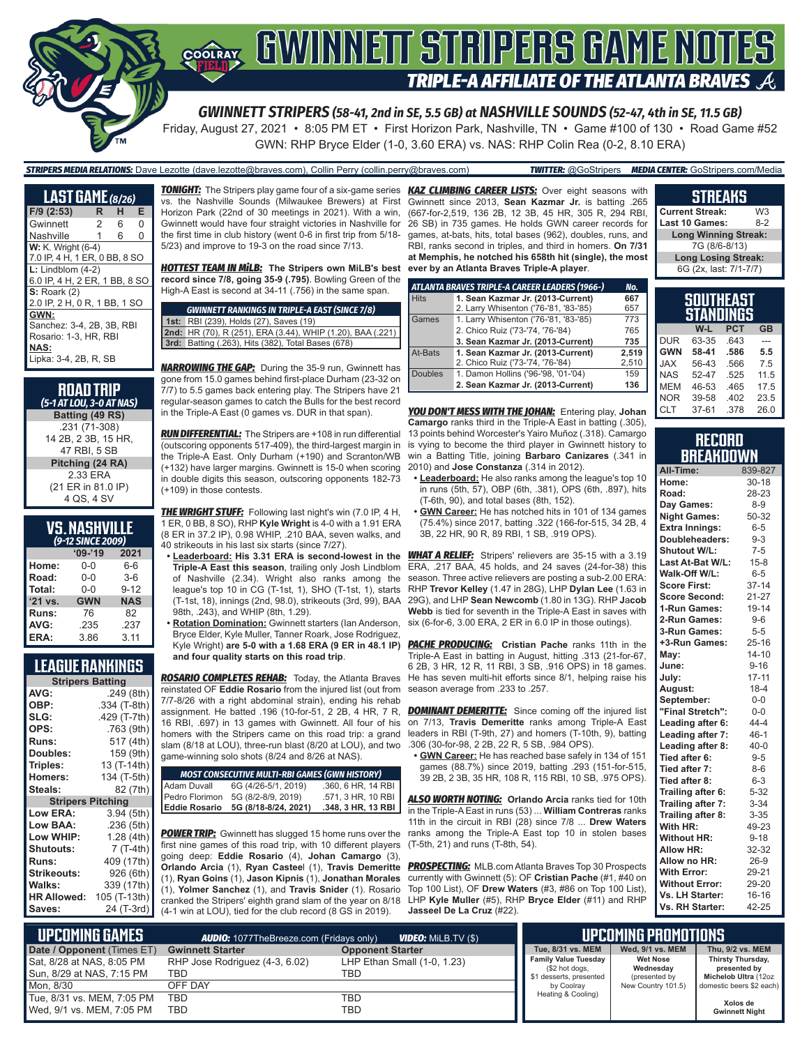# GWINNETT STRIPERS GAME NOTES

## TRIPLE-A AFFILIATE OF THE ATLANTA BRAVES

### GWINNETT STRIPERS (58-41, 2nd in SE, 5.5 GB) at NASHVILLE SOUNDS (52-47, 4th in SE, 11.5 GB)

Friday, August 27, 2021 • 8:05 PM ET • First Horizon Park, Nashville, TN • Game #100 of 130 • Road Game #52

GWN: RHP Bryce Elder (1-0, 3.60 ERA) vs. NAS: RHP Colin Rea (0-2, 8.10 ERA)

**STRIPERS MEDIA RELATIONS:** Dave Lezotte (dave.lezotte@braves.com), Collin Perry (collin.perry@braves.com) **TWITTER:** @GoStripers **MEDIA CENTER:** GoStripers.com/Media

## LAST GAME (8/26)

| F/9 (2:53) | R | H | E |
|---|---|---|---|
| Gwinnett | 2 | 6 | 0 |
| Nashville | 1 | 6 | 0 |

**W:** K. Wright (6-4)
7.0 IP, 4 H, 1 ER, 0 BB, 8 SO

**L:** Lindblom (4-2)
6.0 IP, 4 H, 2 ER, 1 BB, 8 SO

**S:** Roark (2)
2.0 IP, 2 H, 0 R, 1 BB, 1 SO

**GWN:**
Sanchez: 3-4, 2B, 3B, RBI
Rosario: 1-3, HR, RBI

**NAS:**
Lipka: 3-4, 2B, R, SB

## ROAD TRIP
*(5-1 AT LOU, 3-0 AT NAS)*

**Batting (49 RS)**
.231 (71-308)
14 2B, 2 3B, 15 HR,
47 RBI, 5 SB

**Pitching (24 RA)**
2.33 ERA
(21 ER in 81.0 IP)
4 QS, 4 SV

## VS. NASHVILLE
*(9-12 SINCE 2009)*

| | '09-'19 | 2021 |
|---|---|---|
| Home: | 0-0 | 6-6 |
| Road: | 0-0 | 3-6 |
| Total: | 0-0 | 9-12 |
| '21 vs. | GWN | NAS |
| Runs: | 76 | 82 |
| AVG: | .235 | .237 |
| ERA: | 3.86 | 3.11 |

## LEAGUE RANKINGS

| Stripers Batting | |
|---|---|
| AVG: | .249 (8th) |
| OBP: | .334 (T-8th) |
| SLG: | .429 (T-7th) |
| OPS: | .763 (9th) |
| Runs: | 517 (4th) |
| Doubles: | 159 (9th) |
| Triples: | 13 (T-14th) |
| Homers: | 134 (T-5th) |
| Steals: | 82 (7th) |
| **Stripers Pitching** | |
| Low ERA: | 3.94 (5th) |
| Low BAA: | .236 (5th) |
| Low WHIP: | 1.28 (4th) |
| Shutouts: | 7 (T-4th) |
| Runs: | 409 (17th) |
| Strikeouts: | 926 (6th) |
| Walks: | 339 (17th) |
| HR Allowed: | 105 (T-13th) |
| Saves: | 24 (T-3rd) |

**TONIGHT:** The Stripers play game four of a six-game series vs. the Nashville Sounds (Milwaukee Brewers) at First Horizon Park (22nd of 30 meetings in 2021). With a win, Gwinnett would have four straight victories in Nashville for the first time in club history (went 0-6 in first trip from 5/18-5/23) and improve to 19-3 on the road since 7/13.

**HOTTEST TEAM IN MiLB: The Stripers own MiLB's best record since 7/8, going 35-9 (.795)**. Bowling Green of the High-A East is second at 34-11 (.756) in the same span.

| GWINNETT RANKINGS IN TRIPLE-A EAST (SINCE 7/8) | |
|---|---|
| 1st: | RBI (239), Holds (27), Saves (19) |
| 2nd: | HR (70), R (251), ERA (3.44), WHIP (1.20), BAA (.221) |
| 3rd: | Batting (.263), Hits (382), Total Bases (678) |

**NARROWING THE GAP:** During the 35-9 run, Gwinnett has gone from 15.0 games behind first-place Durham (23-32 on 7/7) to 5.5 games back entering play. The Stripers have 21 regular-season games to catch the Bulls for the best record in the Triple-A East (0 games vs. DUR in that span).

**RUN DIFFERENTIAL:** The Stripers are +108 in run differential (outscoring opponents 517-409), the third-largest margin in the Triple-A East. Only Durham (+190) and Scranton/WB (+132) have larger margins. Gwinnett is 15-0 when scoring in double digits this season, outscoring opponents 182-73 (+109) in those contests.

**THE WRIGHT STUFF:** Following last night's win (7.0 IP, 4 H, 1 ER, 0 BB, 8 SO), RHP **Kyle Wright** is 4-0 with a 1.91 ERA (8 ER in 37.2 IP), 0.98 WHIP, .210 BAA, seven walks, and 40 strikeouts in his last six starts (since 7/27).

- **Leaderboard: His 3.31 ERA is second-lowest in the Triple-A East this season**, trailing only Josh Lindblom of Nashville (2.34). Wright also ranks among the league's top 10 in CG (T-1st, 1), SHO (T-1st, 1), starts (T-1st, 18), innings (2nd, 98.0), strikeouts (3rd, 99), BAA (9th, .243), and WHIP (8th, 1.29).
- **Rotation Domination:** Gwinnett starters (Ian Anderson, Bryce Elder, Kyle Muller, Tanner Roark, Jose Rodriguez, Kyle Wright) **are 5-0 with a 1.68 ERA (9 ER in 48.1 IP) and four quality starts on this road trip.**

**ROSARIO COMPLETES REHAB:** Today, the Atlanta Braves reinstated OF **Eddie Rosario** from the injured list (out from 7/7-8/26 with a right abdominal strain), ending his rehab assignment. He batted .196 (10-for-51, 2 2B, 4 HR, 7 R, 16 RBI, .697) in 13 games with Gwinnett. All four of his homers with the Stripers came on this road trip: a grand slam (8/18 at LOU), three-run blast (8/20 at LOU), and two game-winning solo shots (8/24 and 8/26 at NAS).

| MOST CONSECUTIVE MULTI-RBI GAMES (GWN HISTORY) | | |
|---|---|---|
| Adam Duvall | 6G (4/26-5/1, 2019) | .360, 6 HR, 14 RBI |
| Pedro Florimon | 5G (8/2-8/9, 2019) | .571, 3 HR, 10 RBI |
| **Eddie Rosario** | **5G (8/18-8/24, 2021)** | **.348, 3 HR, 13 RBI** |

**POWER TRIP:** Gwinnett has slugged 15 home runs over the first nine games of this road trip, with 10 different players going deep: **Eddie Rosario** (4), **Johan Camargo** (3), **Orlando Arcia** (1), **Ryan Casteel** (1), **Travis Demeritte** (1), **Ryan Goins** (1), **Jason Kipnis** (1), **Jonathan Morales** (1), **Yolmer Sanchez** (1), and **Travis Snider** (1). Rosario cranked the Stripers' eighth grand slam of the year on 8/18 (4-1 win at LOU), tied for the club record (8 GS in 2019).

**KAZ CLIMBING CAREER LISTS:** Over eight seasons with Gwinnett since 2013, **Sean Kazmar Jr.** is batting .265 (667-for-2,519, 136 2B, 12 3B, 45 HR, 305 R, 294 RBI, 26 SB) in 735 games. He holds GWN career records for games, at-bats, hits, total bases (962), doubles, runs, and RBI, ranks second in triples, and third in homers. **On 7/31 at Memphis, he notched his 658th hit (single), the most ever by an Atlanta Braves Triple-A player.**

| ATLANTA BRAVES TRIPLE-A CAREER LEADERS (1966-) | | No. |
|---|---|---|
| Hits | **1. Sean Kazmar Jr. (2013-Current)** | **667** |
| | 2. Larry Whisenton ('76-'81, '83-'85) | 657 |
| Games | 1. Larry Whisenton ('76-'81, '83-'85) | 773 |
| | 2. Chico Ruiz ('73-'74, '76-'84) | 765 |
| | **3. Sean Kazmar Jr. (2013-Current)** | **735** |
| At-Bats | **1. Sean Kazmar Jr. (2013-Current)** | **2,519** |
| | 2. Chico Ruiz ('73-'74, '76-'84) | 2,510 |
| Doubles | 1. Damon Hollins ('96-'98, '01-'04) | 159 |
| | **2. Sean Kazmar Jr. (2013-Current)** | **136** |

**YOU DON'T MESS WITH THE JOHAN:** Entering play, **Johan Camargo** ranks third in the Triple-A East in batting (.305), 13 points behind Worcester's Yairo Muñoz (.318). Camargo is vying to become the third player in Gwinnett history to win a Batting Title, joining **Barbaro Canizares** (.341 in 2010) and **Jose Constanza** (.314 in 2012).

- **Leaderboard:** He also ranks among the league's top 10 in runs (5th, 57), OBP (6th, .381), OPS (6th, .897), hits (T-6th, 90), and total bases (8th, 152).
- **GWN Career:** He has notched hits in 101 of 134 games (75.4%) since 2017, batting .322 (166-for-515, 34 2B, 4 3B, 22 HR, 90 R, 89 RBI, 1 SB, .919 OPS).

**WHAT A RELIEF:** Stripers' relievers are 35-15 with a 3.19 ERA, .217 BAA, 45 holds, and 24 saves (24-for-38) this season. Three active relievers are posting a sub-2.00 ERA: RHP **Trevor Kelley** (1.47 in 28G), LHP **Dylan Lee** (1.63 in 29G), and LHP **Sean Newcomb** (1.80 in 13G). RHP **Jacob Webb** is tied for seventh in the Triple-A East in saves with six (6-for-6, 3.00 ERA, 2 ER in 6.0 IP in those outings).

**PACHE PRODUCING:** **Cristian Pache** ranks 11th in the Triple-A East in batting in August, hitting .313 (21-for-67, 6 2B, 3 HR, 12 R, 11 RBI, 3 SB, .916 OPS) in 18 games. He has seven multi-hit efforts since 8/1, helping raise his season average from .233 to .257.

**DOMINANT DEMERITTE:** Since coming off the injured list on 7/13, **Travis Demeritte** ranks among Triple-A East leaders in RBI (T-9th, 27) and homers (T-10th, 9), batting .306 (30-for-98, 2 2B, 22 R, 5 SB, .984 OPS).

- **GWN Career:** He has reached base safely in 134 of 151 games (88.7%) since 2019, batting .293 (151-for-515, 39 2B, 2 3B, 35 HR, 108 R, 115 RBI, 10 SB, .975 OPS).

**ALSO WORTH NOTING:** **Orlando Arcia** ranks tied for 10th in the Triple-A East in runs (53) ... **William Contreras** ranks 11th in the circuit in RBI (28) since 7/8 ... **Drew Waters** ranks among the Triple-A East top 10 in stolen bases (T-5th, 21) and runs (T-8th, 54).

**PROSPECTING:** MLB.com Atlanta Braves Top 30 Prospects currently with Gwinnett (5): OF **Cristian Pache** (#1, #40 on Top 100 List), OF **Drew Waters** (#3, #86 on Top 100 List), LHP **Kyle Muller** (#5), RHP **Bryce Elder** (#11) and RHP **Jasseel De La Cruz** (#22).

## STREAKS

| | |
|---|---|
| Current Streak: | W3 |
| Last 10 Games: | 8-2 |
| **Long Winning Streak:** | |
| 7G (8/6-8/13) | |
| **Long Losing Streak:** | |
| 6G (2x, last: 7/1-7/7) | |

## SOUTHEAST STANDINGS

| | W-L | PCT | GB |
|---|---|---|---|
| DUR | 63-35 | .643 | --- |
| **GWN** | **58-41** | **.586** | **5.5** |
| JAX | 56-43 | .566 | 7.5 |
| NAS | 52-47 | .525 | 11.5 |
| MEM | 46-53 | .465 | 17.5 |
| NOR | 39-58 | .402 | 23.5 |
| CLT | 37-61 | .378 | 26.0 |

## RECORD BREAKDOWN

| | |
|---|---|
| All-Time: | 839-827 |
| Home: | 30-18 |
| Road: | 28-23 |
| Day Games: | 8-9 |
| Night Games: | 50-32 |
| Extra Innings: | 6-5 |
| Doubleheaders: | 9-3 |
| Shutout W/L: | 7-5 |
| Last At-Bat W/L: | 15-8 |
| Walk-Off W/L: | 6-5 |
| Score First: | 37-14 |
| Score Second: | 21-27 |
| 1-Run Games: | 19-14 |
| 2-Run Games: | 9-6 |
| 3-Run Games: | 5-5 |
| +3-Run Games: | 25-16 |
| May: | 14-10 |
| June: | 9-16 |
| July: | 17-11 |
| August: | 18-4 |
| September: | 0-0 |
| "Final Stretch": | 0-0 |
| Leading after 6: | 44-4 |
| Leading after 7: | 46-1 |
| Leading after 8: | 40-0 |
| Tied after 6: | 9-5 |
| Tied after 7: | 8-6 |
| Tied after 8: | 6-3 |
| Trailing after 6: | 5-32 |
| Trailing after 7: | 3-34 |
| Trailing after 8: | 3-35 |
| With HR: | 49-23 |
| Without HR: | 9-18 |
| Allow HR: | 32-32 |
| Allow no HR: | 26-9 |
| With Error: | 29-21 |
| Without Error: | 29-20 |
| Vs. LH Starter: | 16-16 |
| Vs. RH Starter: | 42-25 |

## UPCOMING GAMES

**AUDIO:** 1077TheBreeze.com (Fridays only) **VIDEO:** MiLB.TV ($)

| Date / Opponent (Times ET) | Gwinnett Starter | Opponent Starter |
|---|---|---|
| Sat, 8/28 at NAS, 8:05 PM | RHP Jose Rodriguez (4-3, 6.02) | LHP Ethan Small (1-0, 1.23) |
| Sun, 8/29 at NAS, 7:15 PM | TBD | TBD |
| Mon, 8/30 | OFF DAY | |
| Tue, 8/31 vs. MEM, 7:05 PM | TBD | TBD |
| Wed, 9/1 vs. MEM, 7:05 PM | TBD | TBD |

## UPCOMING PROMOTIONS

| Tue, 8/31 vs. MEM | Wed, 9/1 vs. MEM | Thu, 9/2 vs. MEM |
|---|---|---|
| **Family Value Tuesday** ($2 hot dogs, $1 desserts, presented by Coolray Heating & Cooling) | **Wet Nose Wednesday** (presented by New Country 101.5) | **Thirsty Thursday, presented by Michelob Ultra** (12oz domestic beers $2 each) **Xolos de Gwinnett Night** |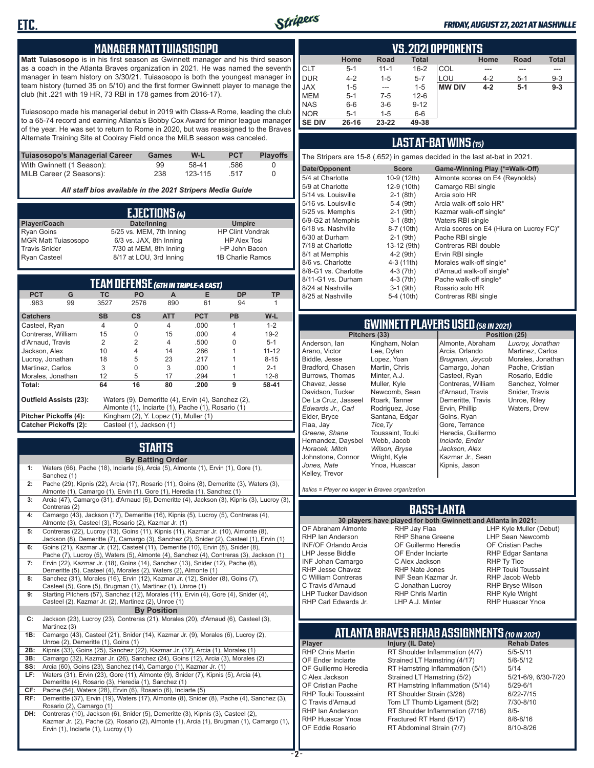## MANAGER MATT TUIASOSOPO

**Matt Tuiasosopo** is in his first season as Gwinnett manager and his third season as a coach in the Atlanta Braves organization in 2021. He was named the seventh manager in team history on 3/30/21. Tuiasosopo is both the youngest manager in team history (turned 35 on 5/10) and the first former Gwinnett player to manage the club (hit .221 with 19 HR, 73 RBI in 178 games from 2016-17).

Tuiasosopo made his managerial debut in 2019 with Class-A Rome, leading the club to a 65-74 record and earning Atlanta's Bobby Cox Award for minor league manager of the year. He was set to return to Rome in 2020, but was reassigned to the Braves Alternate Training Site at Coolray Field once the MiLB season was canceled.

| Tuiasosopo's Managerial Career | Games | W-L | PCT | Playoffs |
|---|---|---|---|---|
| With Gwinnett (1 Season): | 99 | 58-41 | .586 | 0 |
| MiLB Career (2 Seasons): | 238 | 123-115 | .517 | 0 |

*All staff bios available in the 2021 Stripers Media Guide*

## EJECTIONS (4)

| Player/Coach | Date/Inning | Umpire |
|---|---|---|
| Ryan Goins | 5/25 vs. MEM, 7th Inning | HP Clint Vondrak |
| MGR Matt Tuiasosopo | 6/3 vs. JAX, 8th Inning | HP Alex Tosi |
| Travis Snider | 7/30 at MEM, 8th Inning | HP John Bacon |
| Ryan Casteel | 8/17 at LOU, 3rd Inning | 1B Charlie Ramos |

## TEAM DEFENSE (6TH IN TRIPLE-A EAST)

| PCT | G | TC | PO | A | E | DP | TP |
|---|---|---|---|---|---|---|---|
| .983 | 99 | 3527 | 2576 | 890 | 61 | 94 | 1 |

| Catchers | SB | CS | ATT | PCT | PB | W-L |
|---|---|---|---|---|---|---|
| Casteel, Ryan | 4 | 0 | 4 | .000 | 1 | 1-2 |
| Contreras, William | 15 | 0 | 15 | .000 | 4 | 19-2 |
| d'Arnaud, Travis | 2 | 2 | 4 | .500 | 0 | 5-1 |
| Jackson, Alex | 10 | 4 | 14 | .286 | 1 | 11-12 |
| Lucroy, Jonathan | 18 | 5 | 23 | .217 | 1 | 8-15 |
| Martinez, Carlos | 3 | 0 | 3 | .000 | 1 | 2-1 |
| Morales, Jonathan | 12 | 5 | 17 | .294 | 1 | 12-8 |
| **Total:** | **64** | **16** | **80** | **.200** | **9** | **58-41** |

**Outfield Assists (23):** Waters (9), Demeritte (4), Ervin (4), Sanchez (2), Almonte (1), Inciarte (1), Pache (1), Rosario (1)

**Pitcher Pickoffs (4):** Kingham (2), Y. Lopez (1), Muller (1)

**Catcher Pickoffs (2):** Casteel (1), Jackson (1)

## STARTS

**By Batting Order**

| | |
|---|---|
| 1: | Waters (66), Pache (18), Inciarte (6), Arcia (5), Almonte (1), Ervin (1), Gore (1), Sanchez (1) |
| 2: | Pache (29), Kipnis (22), Arcia (17), Rosario (11), Goins (8), Demeritte (3), Waters (3), Almonte (1), Camargo (1), Ervin (1), Gore (1), Heredia (1), Sanchez (1) |
| 3: | Arcia (47), Camargo (31), d'Arnaud (6), Demeritte (4), Jackson (3), Kipnis (3), Lucroy (3), Contreras (2) |
| 4: | Camargo (43), Jackson (17), Demeritte (16), Kipnis (5), Lucroy (5), Contreras (4), Almonte (3), Casteel (3), Rosario (2), Kazmar Jr. (1) |
| 5: | Contreras (22), Lucroy (13), Goins (11), Kipnis (11), Kazmar Jr. (10), Almonte (8), Jackson (8), Demeritte (7), Camargo (7), Sanchez (2), Snider (2), Casteel (1), Ervin (1) |
| 6: | Goins (21), Kazmar Jr. (12), Casteel (12), Demeritte (11), Ervin (10), Snider (8), Pache (7), Lucroy (5), Waters (5), Almonte (4), Sanchez (4), Contreras (3), Jackson (1) |
| 7: | Ervin (22), Kazmar Jr. (18), Goins (14), Sanchez (13), Snider (12), Pache (6), Demeritte (5), Casteel (4), Morales (2), Waters (2), Almonte (1) |
| 8: | Sanchez (31), Morales (16), Ervin (12), Kazmar Jr. (12), Snider (8), Goins (7), Casteel (5), Gore (5), Brugman (1), Martinez (1), Unroe (1) |
| 9: | Starting Pitchers (57), Sanchez (12), Morales (11), Ervin (4), Gore (4), Snider (4), Casteel (2), Kazmar Jr. (2), Martinez (2), Unroe (1) |

**By Position**

| | |
|---|---|
| C: | Jackson (23), Lucroy (23), Contreras (21), Morales (20), d'Arnaud (6), Casteel (3), Martinez (3) |
| 1B: | Camargo (43), Casteel (21), Snider (14), Kazmar Jr. (9), Morales (6), Lucroy (2), Unroe (2), Demeritte (1), Goins (1) |
| 2B: | Kipnis (33), Goins (25), Sanchez (22), Kazmar Jr. (17), Arcia (1), Morales (1) |
| 3B: | Camargo (32), Kazmar Jr. (26), Sanchez (24), Goins (12), Arcia (3), Morales (2) |
| SS: | Arcia (60), Goins (23), Sanchez (14), Camargo (1), Kazmar Jr. (1) |
| LF: | Waters (31), Ervin (23), Gore (11), Almonte (9), Snider (7), Kipnis (5), Arcia (4), Demeritte (4), Rosario (3), Heredia (1), Sanchez (1) |
| CF: | Pache (54), Waters (28), Ervin (6), Rosario (6), Inciarte (5) |
| RF: | Demeritte (37), Ervin (19), Waters (17), Almonte (8), Snider (8), Pache (4), Sanchez (3), Rosario (2), Camargo (1) |
| DH: | Contreras (10), Jackson (6), Snider (5), Demeritte (3), Kipnis (3), Casteel (2), Kazmar Jr. (2), Pache (2), Rosario (2), Almonte (1), Arcia (1), Brugman (1), Camargo (1), Ervin (1), Inciarte (1), Lucroy (1) |

## VS. 2021 OPPONENTS

| | Home | Road | Total | | Home | Road | Total |
|---|---|---|---|---|---|---|---|
| CLT | 5-1 | 11-1 | 16-2 | COL | --- | --- | --- |
| DUR | 4-2 | 1-5 | 5-7 | LOU | 4-2 | 5-1 | 9-3 |
| JAX | 1-5 | --- | 1-5 | **MW DIV** | **4-2** | **5-1** | **9-3** |
| MEM | 5-1 | 7-5 | 12-6 | | | | |
| NAS | 6-6 | 3-6 | 9-12 | | | | |
| NOR | 5-1 | 1-5 | 6-6 | | | | |
| **SE DIV** | **26-16** | **23-22** | **49-38** | | | | |

## LAST AT-BAT WINS (15)

The Stripers are 15-8 (.652) in games decided in the last at-bat in 2021.

| Date/Opponent | Score | Game-Winning Play (*=Walk-Off) |
|---|---|---|
| 5/4 at Charlotte | 10-9 (12th) | Almonte scores on E4 (Reynolds) |
| 5/9 at Charlotte | 12-9 (10th) | Camargo RBI single |
| 5/14 vs. Louisville | 2-1 (8th) | Arcia solo HR |
| 5/16 vs. Louisville | 5-4 (9th) | Arcia walk-off solo HR* |
| 5/25 vs. Memphis | 2-1 (9th) | Kazmar walk-off single* |
| 6/9-G2 at Memphis | 3-1 (8th) | Waters RBI single |
| 6/18 vs. Nashville | 8-7 (10th) | Arcia scores on E4 (Hiura on Lucroy FC)* |
| 6/30 at Durham | 2-1 (9th) | Pache RBI single |
| 7/18 at Charlotte | 13-12 (9th) | Contreras RBI double |
| 8/1 at Memphis | 4-2 (9th) | Ervin RBI single |
| 8/6 vs. Charlotte | 4-3 (11th) | Morales walk-off single* |
| 8/8-G1 vs. Charlotte | 4-3 (7th) | d'Arnaud walk-off single* |
| 8/11-G1 vs. Durham | 4-3 (7th) | Pache walk-off single* |
| 8/24 at Nashville | 3-1 (9th) | Rosario solo HR |
| 8/25 at Nashville | 5-4 (10th) | Contreras RBI single |

## GWINNETT PLAYERS USED (58 IN 2021)

**Pitchers (33)**

Anderson, Ian
Arano, Victor
Biddle, Jesse
Bradford, Chasen
Burrows, Thomas
Chavez, Jesse
Davidson, Tucker
De La Cruz, Jasseel
*Edwards Jr., Carl*
Elder, Bryce
Flaa, Jay
*Greene, Shane*
Hernandez, Daysbel
*Horacek, Mitch*
Johnstone, Connor
*Jones, Nate*
Kelley, Trevor
Kingham, Nolan
Lee, Dylan
Lopez, Yoan
Martin, Chris
Minter, A.J.
Muller, Kyle
Newcomb, Sean
Roark, Tanner
Rodriguez, Jose
Santana, Edgar
*Tice, Ty*
Toussaint, Touki
Webb, Jacob
*Wilson, Bryse*
Wright, Kyle
Ynoa, Huascar

**Position (25)**

Almonte, Abraham
Arcia, Orlando
*Brugman, Jaycob*
Camargo, Johan
Casteel, Ryan
Contreras, William
d'Arnaud, Travis
Demeritte, Travis
Ervin, Phillip
Goins, Ryan
Gore, Terrance
Heredia, Guillermo
*Inciarte, Ender*
*Jackson, Alex*
Kazmar Jr., Sean
Kipnis, Jason
*Lucroy, Jonathan*
Martinez, Carlos
Morales, Jonathan
Pache, Cristian
Rosario, Eddie
Sanchez, Yolmer
Snider, Travis
Unroe, Riley
Waters, Drew

*Italics = Player no longer in Braves organization*

## BASS-LANTA

**30 players have played for both Gwinnett and Atlanta in 2021:**

OF Abraham Almonte
RHP Ian Anderson
INF/OF Orlando Arcia
LHP Jesse Biddle
INF Johan Camargo
RHP Jesse Chavez
C William Contreras
C Travis d'Arnaud
LHP Tucker Davidson
RHP Carl Edwards Jr.
RHP Jay Flaa
RHP Shane Greene
OF Guillermo Heredia
OF Ender Inciarte
C Alex Jackson
RHP Nate Jones
INF Sean Kazmar Jr.
C Jonathan Lucroy
RHP Chris Martin
LHP A.J. Minter
LHP Kyle Muller (Debut)
LHP Sean Newcomb
OF Cristian Pache
RHP Edgar Santana
RHP Ty Tice
RHP Touki Toussaint
RHP Jacob Webb
RHP Bryse Wilson
RHP Kyle Wright
RHP Huascar Ynoa

## ATLANTA BRAVES REHAB ASSIGNMENTS (10 IN 2021)

| Player | Injury (IL Date) | Rehab Dates |
|---|---|---|
| RHP Chris Martin | RT Shoulder Inflammation (4/7) | 5/5-5/11 |
| OF Ender Inciarte | Strained LT Hamstring (4/17) | 5/6-5/12 |
| OF Guillermo Heredia | RT Hamstring Inflammation (5/1) | 5/14 |
| C Alex Jackson | Strained LT Hamstring (5/2) | 5/21-6/9, 6/30-7/20 |
| OF Cristian Pache | RT Hamstring Inflammation (5/14) | 5/29-6/1 |
| RHP Touki Toussaint | RT Shoulder Strain (3/26) | 6/22-7/15 |
| C Travis d'Arnaud | Torn LT Thumb Ligament (5/2) | 7/30-8/10 |
| RHP Ian Anderson | RT Shoulder Inflammation (7/16) | 8/5- |
| RHP Huascar Ynoa | Fractured RT Hand (5/17) | 8/6-8/16 |
| OF Eddie Rosario | RT Abdominal Strain (7/7) | 8/10-8/26 |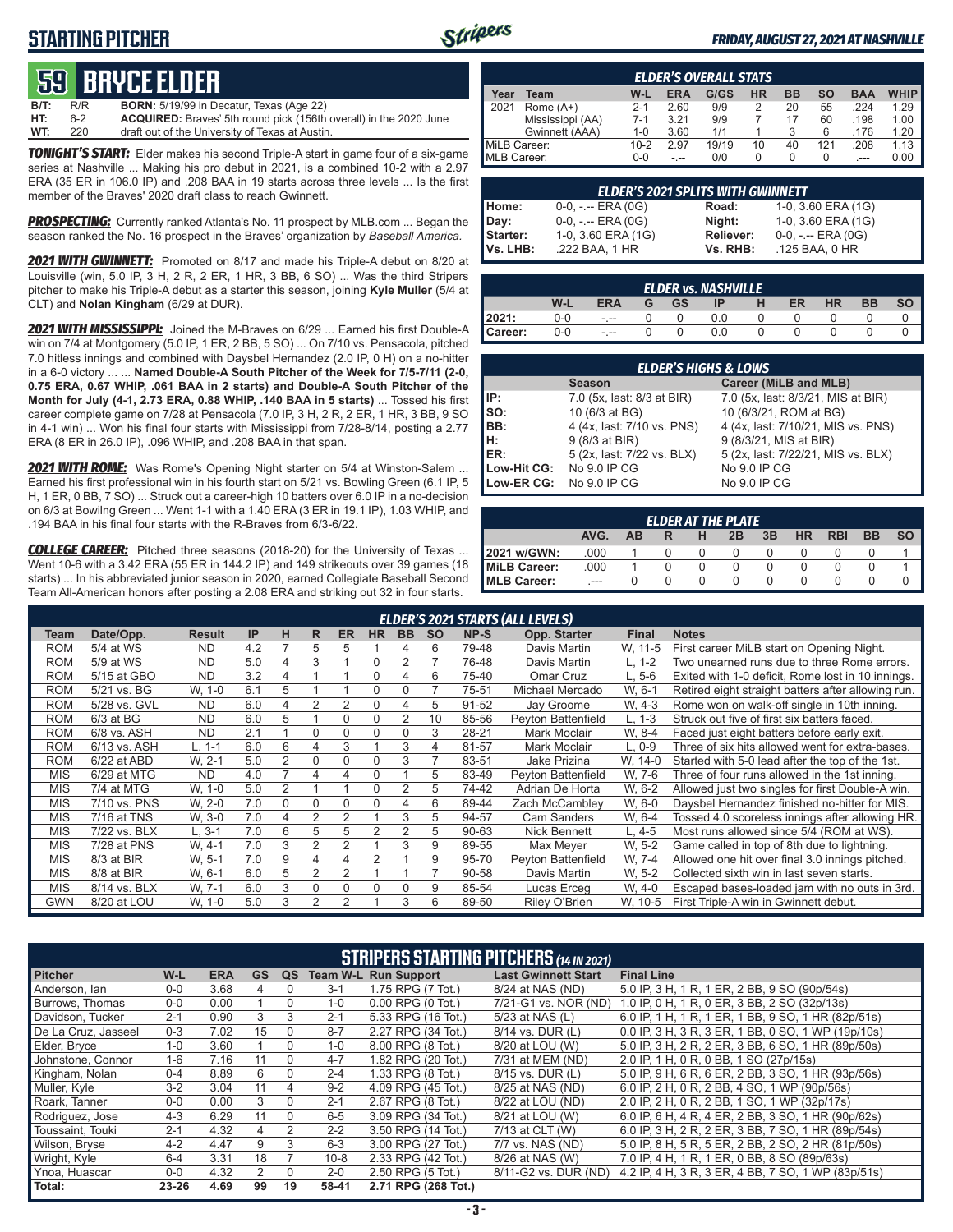# STARTING PITCHER

*FRIDAY, AUGUST 27, 2021 AT NASHVILLE*

## 59 BRYCE ELDER

**B/T:** R/R **BORN:** 5/19/99 in Decatur, Texas (Age 22)
**HT:** 6-2 **ACQUIRED:** Braves' 5th round pick (156th overall) in the 2020 June
**WT:** 220 draft out of the University of Texas at Austin.

***TONIGHT'S START:*** Elder makes his second Triple-A start in game four of a six-game series at Nashville ... Making his pro debut in 2021, is a combined 10-2 with a 2.97 ERA (35 ER in 106.0 IP) and .208 BAA in 19 starts across three levels ... Is the first member of the Braves' 2020 draft class to reach Gwinnett.

***PROSPECTING:*** Currently ranked Atlanta's No. 11 prospect by MLB.com ... Began the season ranked the No. 16 prospect in the Braves' organization by *Baseball America*.

***2021 WITH GWINNETT:*** Promoted on 8/17 and made his Triple-A debut on 8/20 at Louisville (win, 5.0 IP, 3 H, 2 R, 2 ER, 1 HR, 3 BB, 6 SO) ... Was the third Stripers pitcher to make his Triple-A debut as a starter this season, joining **Kyle Muller** (5/4 at CLT) and **Nolan Kingham** (6/29 at DUR).

***2021 WITH MISSISSIPPI:*** Joined the M-Braves on 6/29 ... Earned his first Double-A win on 7/4 at Montgomery (5.0 IP, 1 ER, 2 BB, 5 SO) ... On 7/10 vs. Pensacola, pitched 7.0 hitless innings and combined with Daysbel Hernandez (2.0 IP, 0 H) on a no-hitter in a 6-0 victory ... ... **Named Double-A South Pitcher of the Week for 7/5-7/11 (2-0, 0.75 ERA, 0.67 WHIP, .061 BAA in 2 starts) and Double-A South Pitcher of the Month for July (4-1, 2.73 ERA, 0.88 WHIP, .140 BAA in 5 starts)** ... Tossed his first career complete game on 7/28 at Pensacola (7.0 IP, 3 H, 2 R, 2 ER, 1 HR, 3 BB, 9 SO in 4-1 win) ... Won his final four starts with Mississippi from 7/28-8/14, posting a 2.77 ERA (8 ER in 26.0 IP), .096 WHIP, and .208 BAA in that span.

***2021 WITH ROME:*** Was Rome's Opening Night starter on 5/4 at Winston-Salem ... Earned his first professional win in his fourth start on 5/21 vs. Bowling Green (6.1 IP, 5 H, 1 ER, 0 BB, 7 SO) ... Struck out a career-high 10 batters over 6.0 IP in a no-decision on 6/3 at Bowling Green ... Went 1-1 with a 1.40 ERA (3 ER in 19.1 IP), 1.03 WHIP, and .194 BAA in his final four starts with the R-Braves from 6/3-6/22.

***COLLEGE CAREER:*** Pitched three seasons (2018-20) for the University of Texas ... Went 10-6 with a 3.42 ERA (55 ER in 144.2 IP) and 149 strikeouts over 39 games (18 starts) ... In his abbreviated junior season in 2020, earned Collegiate Baseball Second Team All-American honors after posting a 2.08 ERA and striking out 32 in four starts.

### ELDER'S OVERALL STATS

| Year | Team | W-L | ERA | G/GS | HR | BB | SO | BAA | WHIP |
|---|---|---|---|---|---|---|---|---|---|
| 2021 | Rome (A+) | 2-1 | 2.60 | 9/9 | 2 | 20 | 55 | .224 | 1.29 |
| | Mississippi (AA) | 7-1 | 3.21 | 9/9 | 7 | 17 | 60 | .198 | 1.00 |
| | Gwinnett (AAA) | 1-0 | 3.60 | 1/1 | 1 | 3 | 6 | .176 | 1.20 |
| MiLB Career: | | 10-2 | 2.97 | 19/19 | 10 | 40 | 121 | .208 | 1.13 |
| MLB Career: | | 0-0 | -.-- | 0/0 | 0 | 0 | 0 | .--- | 0.00 |

### ELDER'S 2021 SPLITS WITH GWINNETT

| | | | |
|---|---|---|---|
| Home: | 0-0, -.-- ERA (0G) | Road: | 1-0, 3.60 ERA (1G) |
| Day: | 0-0, -.-- ERA (0G) | Night: | 1-0, 3.60 ERA (1G) |
| Starter: | 1-0, 3.60 ERA (1G) | Reliever: | 0-0, -.-- ERA (0G) |
| Vs. LHB: | .222 BAA, 1 HR | Vs. RHB: | .125 BAA, 0 HR |

### ELDER vs. NASHVILLE

| | W-L | ERA | G | GS | IP | H | ER | HR | BB | SO |
|---|---|---|---|---|---|---|---|---|---|---|
| 2021: | 0-0 | -.-- | 0 | 0 | 0.0 | 0 | 0 | 0 | 0 | 0 |
| Career: | 0-0 | -.-- | 0 | 0 | 0.0 | 0 | 0 | 0 | 0 | 0 |

### ELDER'S HIGHS & LOWS

| | Season | Career (MiLB and MLB) |
|---|---|---|
| IP: | 7.0 (5x, last: 8/3 at BIR) | 7.0 (5x, last: 8/3/21, MIS at BIR) |
| SO: | 10 (6/3 at BG) | 10 (6/3/21, ROM at BG) |
| BB: | 4 (4x, last: 7/10 vs. PNS) | 4 (4x, last: 7/10/21, MIS vs. PNS) |
| H: | 9 (8/3 at BIR) | 9 (8/3/21, MIS at BIR) |
| ER: | 5 (2x, last: 7/22 vs. BLX) | 5 (2x, last: 7/22/21, MIS vs. BLX) |
| Low-Hit CG: | No 9.0 IP CG | No 9.0 IP CG |
| Low-ER CG: | No 9.0 IP CG | No 9.0 IP CG |

### ELDER AT THE PLATE

| | AVG. | AB | R | H | 2B | 3B | HR | RBI | BB | SO |
|---|---|---|---|---|---|---|---|---|---|---|
| 2021 w/GWN: | .000 | 1 | 0 | 0 | 0 | 0 | 0 | 0 | 0 | 1 |
| MiLB Career: | .000 | 1 | 0 | 0 | 0 | 0 | 0 | 0 | 0 | 1 |
| MLB Career: | .--- | 0 | 0 | 0 | 0 | 0 | 0 | 0 | 0 | 0 |

### ELDER'S 2021 STARTS (ALL LEVELS)

| Team | Date/Opp. | Result | IP | H | R | ER | HR | BB | SO | NP-S | Opp. Starter | Final | Notes |
|---|---|---|---|---|---|---|---|---|---|---|---|---|---|
| ROM | 5/4 at WS | ND | 4.2 | 7 | 5 | 5 | 1 | 4 | 6 | 79-48 | Davis Martin | W, 11-5 | First career MiLB start on Opening Night. |
| ROM | 5/9 at WS | ND | 5.0 | 4 | 3 | 1 | 0 | 2 | 7 | 76-48 | Davis Martin | L, 1-2 | Two unearned runs due to three Rome errors. |
| ROM | 5/15 at GBO | ND | 3.2 | 4 | 1 | 1 | 0 | 4 | 6 | 75-40 | Omar Cruz | L, 5-6 | Exited with 1-0 deficit, Rome lost in 10 innings. |
| ROM | 5/21 vs. BG | W, 1-0 | 6.1 | 5 | 1 | 1 | 0 | 0 | 7 | 75-51 | Michael Mercado | W, 6-1 | Retired eight straight batters after allowing run. |
| ROM | 5/28 vs. GVL | ND | 6.0 | 4 | 2 | 2 | 0 | 4 | 5 | 91-52 | Jay Groome | W, 4-3 | Rome won on walk-off single in 10th inning. |
| ROM | 6/3 at BG | ND | 6.0 | 5 | 1 | 0 | 0 | 2 | 10 | 85-56 | Peyton Battenfield | L, 1-3 | Struck out five of first six batters faced. |
| ROM | 6/8 vs. ASH | ND | 2.1 | 1 | 0 | 0 | 0 | 0 | 3 | 28-21 | Mark Moclair | W, 8-4 | Faced just eight batters before early exit. |
| ROM | 6/13 vs. ASH | L, 1-1 | 6.0 | 6 | 4 | 3 | 1 | 3 | 4 | 81-57 | Mark Moclair | L, 0-9 | Three of six hits allowed went for extra-bases. |
| ROM | 6/22 at ABD | W, 2-1 | 5.0 | 2 | 0 | 0 | 0 | 3 | 7 | 83-51 | Jake Prizina | W, 14-0 | Started with 5-0 lead after the top of the 1st. |
| MIS | 6/29 at MTG | ND | 4.0 | 7 | 4 | 4 | 0 | 1 | 5 | 83-49 | Peyton Battenfield | W, 7-6 | Three of four runs allowed in the 1st inning. |
| MIS | 7/4 at MTG | W, 1-0 | 5.0 | 2 | 1 | 1 | 0 | 2 | 5 | 74-42 | Adrian De Horta | W, 6-2 | Allowed just two singles for first Double-A win. |
| MIS | 7/10 vs. PNS | W, 2-0 | 7.0 | 0 | 0 | 0 | 0 | 4 | 6 | 89-44 | Zach McCambley | W, 6-0 | Daysbel Hernandez finished no-hitter for MIS. |
| MIS | 7/16 at TNS | W, 3-0 | 7.0 | 4 | 2 | 2 | 1 | 3 | 5 | 94-57 | Cam Sanders | W, 6-4 | Tossed 4.0 scoreless innings after allowing HR. |
| MIS | 7/22 vs. BLX | L, 3-1 | 7.0 | 6 | 5 | 5 | 2 | 2 | 5 | 90-63 | Nick Bennett | L, 4-5 | Most runs allowed since 5/4 (ROM at WS). |
| MIS | 7/28 at PNS | W, 4-1 | 7.0 | 3 | 2 | 2 | 1 | 3 | 9 | 89-55 | Max Meyer | W, 5-2 | Game called in top of 8th due to lightning. |
| MIS | 8/3 at BIR | W, 5-1 | 7.0 | 9 | 4 | 4 | 2 | 1 | 9 | 95-70 | Peyton Battenfield | W, 7-4 | Allowed one hit over final 3.0 innings pitched. |
| MIS | 8/8 at BIR | W, 6-1 | 6.0 | 5 | 2 | 2 | 1 | 1 | 7 | 90-58 | Davis Martin | W, 5-2 | Collected sixth win in last seven starts. |
| MIS | 8/14 vs. BLX | W, 7-1 | 6.0 | 3 | 0 | 0 | 0 | 0 | 9 | 85-54 | Lucas Erceg | W, 4-0 | Escaped bases-loaded jam with no outs in 3rd. |
| GWN | 8/20 at LOU | W, 1-0 | 5.0 | 3 | 2 | 2 | 1 | 3 | 6 | 89-50 | Riley O'Brien | W, 10-5 | First Triple-A win in Gwinnett debut. |

### STRIPERS STARTING PITCHERS *(14 IN 2021)*

| Pitcher | W-L | ERA | GS | QS | Team W-L | Run Support | Last Gwinnett Start | Final Line |
|---|---|---|---|---|---|---|---|---|
| Anderson, Ian | 0-0 | 3.68 | 4 | 0 | 3-1 | 1.75 RPG (7 Tot.) | 8/24 at NAS (ND) | 5.0 IP, 3 H, 1 R, 1 ER, 2 BB, 9 SO (90p/54s) |
| Burrows, Thomas | 0-0 | 0.00 | 1 | 0 | 1-0 | 0.00 RPG (0 Tot.) | 7/21-G1 vs. NOR (ND) | 1.0 IP, 0 H, 1 R, 0 ER, 3 BB, 2 SO (32p/13s) |
| Davidson, Tucker | 2-1 | 0.90 | 3 | 3 | 2-1 | 5.33 RPG (16 Tot.) | 5/23 at NAS (L) | 6.0 IP, 1 H, 1 R, 1 ER, 1 BB, 9 SO, 1 HR (82p/51s) |
| De La Cruz, Jasseel | 0-3 | 7.02 | 15 | 0 | 8-7 | 2.27 RPG (34 Tot.) | 8/14 vs. DUR (L) | 0.0 IP, 3 H, 3 R, 3 ER, 1 BB, 0 SO, 1 WP (19p/10s) |
| Elder, Bryce | 1-0 | 3.60 | 1 | 0 | 1-0 | 8.00 RPG (8 Tot.) | 8/20 at LOU (W) | 5.0 IP, 3 H, 2 R, 2 ER, 3 BB, 6 SO, 1 HR (89p/50s) |
| Johnstone, Connor | 1-6 | 7.16 | 11 | 0 | 4-7 | 1.82 RPG (20 Tot.) | 7/31 at MEM (ND) | 2.0 IP, 1 H, 0 R, 0 BB, 1 SO (27p/15s) |
| Kingham, Nolan | 0-4 | 8.89 | 6 | 0 | 2-4 | 1.33 RPG (8 Tot.) | 8/15 vs. DUR (L) | 5.0 IP, 9 H, 6 R, 6 ER, 2 BB, 3 SO, 1 HR (93p/56s) |
| Muller, Kyle | 3-2 | 3.04 | 11 | 4 | 9-2 | 4.09 RPG (45 Tot.) | 8/25 at NAS (ND) | 6.0 IP, 2 H, 0 R, 2 BB, 4 SO, 1 WP (90p/56s) |
| Roark, Tanner | 0-0 | 0.00 | 3 | 0 | 2-1 | 2.67 RPG (8 Tot.) | 8/22 at LOU (ND) | 2.0 IP, 2 H, 0 R, 2 BB, 1 SO, 1 WP (32p/17s) |
| Rodriguez, Jose | 4-3 | 6.29 | 11 | 0 | 6-5 | 3.09 RPG (34 Tot.) | 8/21 at LOU (W) | 6.0 IP, 6 H, 4 R, 4 ER, 2 BB, 3 SO, 1 HR (90p/62s) |
| Toussaint, Touki | 2-1 | 4.32 | 4 | 2 | 2-2 | 3.50 RPG (14 Tot.) | 7/13 at CLT (W) | 6.0 IP, 3 H, 2 R, 2 ER, 3 BB, 7 SO, 1 HR (89p/54s) |
| Wilson, Bryse | 4-2 | 4.47 | 9 | 3 | 6-3 | 3.00 RPG (27 Tot.) | 7/7 vs. NAS (ND) | 5.0 IP, 8 H, 5 R, 5 ER, 2 BB, 2 SO, 2 HR (81p/50s) |
| Wright, Kyle | 6-4 | 3.31 | 18 | 7 | 10-8 | 2.33 RPG (42 Tot.) | 8/26 at NAS (W) | 7.0 IP, 4 H, 1 R, 1 ER, 0 BB, 8 SO (89p/63s) |
| Ynoa, Huascar | 0-0 | 4.32 | 2 | 0 | 2-0 | 2.50 RPG (5 Tot.) | 8/11-G2 vs. DUR (ND) | 4.2 IP, 4 H, 3 R, 3 ER, 4 BB, 7 SO, 1 WP (83p/51s) |
| Total: | 23-26 | 4.69 | 99 | 19 | 58-41 | 2.71 RPG (268 Tot.) | | |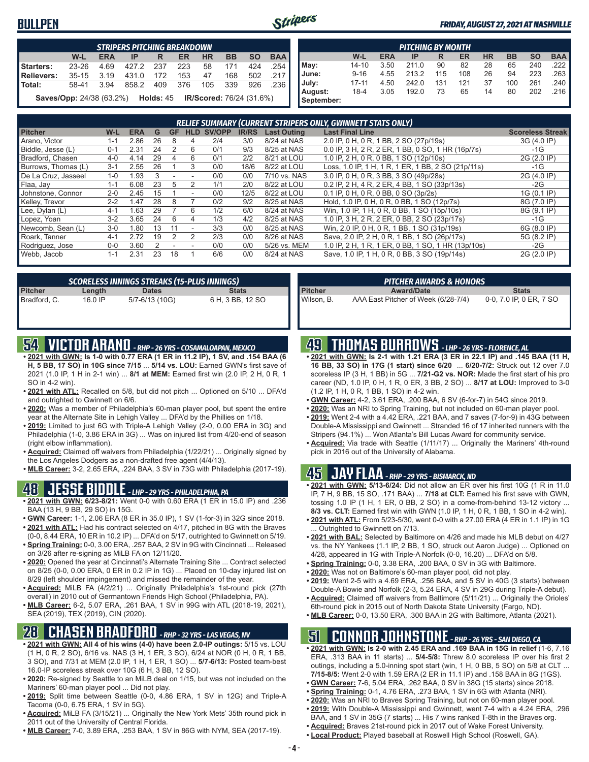# BULLPEN

*FRIDAY, AUGUST 27, 2021 AT NASHVILLE*

| STRIPERS PITCHING BREAKDOWN | | | | | | | | | |
|---|---|---|---|---|---|---|---|---|---|
| | W-L | ERA | IP | R | ER | HR | BB | SO | BAA |
| Starters: | 23-26 | 4.69 | 427.2 | 237 | 223 | 58 | 171 | 424 | .254 |
| Relievers: | 35-15 | 3.19 | 431.0 | 172 | 153 | 47 | 168 | 502 | .217 |
| Total: | 58-41 | 3.94 | 858.2 | 409 | 376 | 105 | 339 | 926 | .236 |

**Saves/Opp:** 24/38 (63.2%) **Holds:** 45 **IR/Scored:** 76/24 (31.6%)

| PITCHING BY MONTH | | | | | | | | | |
|---|---|---|---|---|---|---|---|---|---|
| | W-L | ERA | IP | R | ER | HR | BB | SO | BAA |
| May: | 14-10 | 3.50 | 211.0 | 90 | 82 | 28 | 65 | 240 | .222 |
| June: | 9-16 | 4.55 | 213.2 | 115 | 108 | 26 | 94 | 223 | .263 |
| July: | 17-11 | 4.50 | 242.0 | 131 | 121 | 37 | 100 | 261 | .240 |
| August: | 18-4 | 3.05 | 192.0 | 73 | 65 | 14 | 80 | 202 | .216 |
| September: | | | | | | | | | |

**RELIEF SUMMARY (CURRENT STRIPERS ONLY, GWINNETT STATS ONLY)**

| Pitcher | W-L | ERA | G | GF | HLD | SV/OPP | IR/RS | Last Outing | Last Final Line | Scoreless Streak |
|---|---|---|---|---|---|---|---|---|---|---|
| Arano, Victor | 1-1 | 2.86 | 26 | 8 | 4 | 2/4 | 3/0 | 8/24 at NAS | 2.0 IP, 0 H, 0 R, 1 BB, 2 SO (27p/19s) | 3G (4.0 IP) |
| Biddle, Jesse (L) | 0-1 | 2.31 | 24 | 2 | 6 | 0/1 | 9/3 | 8/25 at NAS | 0.0 IP, 3 H, 2 R, 2 ER, 1 BB, 0 SO, 1 HR (16p/7s) | -1G |
| Bradford, Chasen | 4-0 | 4.14 | 29 | 4 | 6 | 0/1 | 2/2 | 8/21 at LOU | 1.0 IP, 2 H, 0 R, 0 BB, 1 SO (12p/10s) | 2G (2.0 IP) |
| Burrows, Thomas (L) | 3-1 | 2.55 | 26 | 1 | 3 | 0/0 | 18/6 | 8/22 at LOU | Loss, 1.0 IP, 1 H, 1 R, 1 ER, 1 BB, 2 SO (21p/11s) | -1G |
| De La Cruz, Jasseel | 1-0 | 1.93 | 3 | - | - | 0/0 | 0/0 | 7/10 vs. NAS | 3.0 IP, 0 H, 0 R, 3 BB, 3 SO (49p/28s) | 2G (4.0 IP) |
| Flaa, Jay | 1-1 | 6.08 | 23 | 5 | 2 | 1/1 | 2/0 | 8/22 at LOU | 0.2 IP, 2 H, 4 R, 2 ER, 4 BB, 1 SO (33p/13s) | -2G |
| Johnstone, Connor | 2-0 | 2.45 | 15 | 1 | - | 0/0 | 12/5 | 8/22 at LOU | 0.1 IP, 0 H, 0 R, 0 BB, 0 SO (3p/2s) | 1G (0.1 IP) |
| Kelley, Trevor | 2-2 | 1.47 | 28 | 8 | 7 | 0/2 | 9/2 | 8/25 at NAS | Hold, 1.0 IP, 0 H, 0 R, 0 BB, 1 SO (12p/7s) | 8G (7.0 IP) |
| Lee, Dylan (L) | 4-1 | 1.63 | 29 | 7 | 6 | 1/2 | 6/0 | 8/24 at NAS | Win, 1.0 IP, 1 H, 0 R, 0 BB, 1 SO (15p/10s) | 8G (9.1 IP) |
| Lopez, Yoan | 3-2 | 3.65 | 24 | 6 | 4 | 1/3 | 4/2 | 8/25 at NAS | 1.0 IP, 3 H, 2 R, 2 ER, 0 BB, 2 SO (23p/17s) | -1G |
| Newcomb, Sean (L) | 3-0 | 1.80 | 13 | 11 | - | 3/3 | 0/0 | 8/25 at NAS | Win, 2.0 IP, 0 H, 0 R, 1 BB, 1 SO (31p/19s) | 6G (8.0 IP) |
| Roark, Tanner | 4-1 | 2.72 | 19 | 2 | 2 | 2/3 | 0/0 | 8/26 at NAS | Save, 2.0 IP, 2 H, 0 R, 1 BB, 1 SO (26p/17s) | 5G (8.2 IP) |
| Rodriguez, Jose | 0-0 | 3.60 | 2 | - | - | 0/0 | 0/0 | 5/26 vs. MEM | 1.0 IP, 2 H, 1 R, 1 ER, 0 BB, 1 SO, 1 HR (13p/10s) | -2G |
| Webb, Jacob | 1-1 | 2.31 | 23 | 18 | 1 | 6/6 | 0/0 | 8/24 at NAS | Save, 1.0 IP, 1 H, 0 R, 0 BB, 3 SO (19p/14s) | 2G (2.0 IP) |

**SCORELESS INNINGS STREAKS (15-PLUS INNINGS)**

| Pitcher | Length | Dates | Stats |
|---|---|---|---|
| Bradford, C. | 16.0 IP | 5/7-6/13 (10G) | 6 H, 3 BB, 12 SO |

**PITCHER AWARDS & HONORS**

| Pitcher | Award/Date | Stats |
|---|---|---|
| Wilson, B. | AAA East Pitcher of Week (6/28-7/4) | 0-0, 7.0 IP, 0 ER, 7 SO |

## 54 VICTOR ARANO - RHP - 26 YRS - COSAMALOAPAN, MEXICO

- **2021 with GWN: Is 1-0 with 0.77 ERA (1 ER in 11.2 IP), 1 SV, and .154 BAA (6 H, 5 BB, 17 SO) in 10G since 7/15** ... **5/14 vs. LOU:** Earned GWN's first save of 2021 (1.0 IP, 1 H in 2-1 win) ... **8/1 at MEM:** Earned first win (2.0 IP, 2 H, 0 R, 1 SO in 4-2 win).
- **2021 with ATL:** Recalled on 5/8, but did not pitch ... Optioned on 5/10 ... DFA'd and outrighted to Gwinnett on 6/6.
- **2020:** Was a member of Philadelphia's 60-man player pool, but spent the entire year at the Alternate Site in Lehigh Valley ... DFA'd by the Phillies on 1/18.
- **2019:** Limited to just 6G with Triple-A Lehigh Valley (2-0, 0.00 ERA in 3G) and Philadelphia (1-0, 3.86 ERA in 3G) ... Was on injured list from 4/20-end of season (right elbow inflammation).
- **Acquired:** Claimed off waivers from Philadelphia (1/22/21) ... Originally signed by the Los Angeles Dodgers as a non-drafted free agent (4/4/13).
- **MLB Career:** 3-2, 2.65 ERA, .224 BAA, 3 SV in 73G with Philadelphia (2017-19).

## 48 JESSE BIDDLE - LHP - 29 YRS - PHILADELPHIA, PA

- **2021 with GWN:** 6/23-8/21: Went 0-0 with 0.60 ERA (1 ER in 15.0 IP) and .236 BAA (13 H, 9 BB, 29 SO) in 15G.
- **GWN Career:** 1-1, 2.06 ERA (8 ER in 35.0 IP), 1 SV (1-for-3) in 32G since 2018.
- **2021 with ATL:** Had his contract selected on 4/17, pitched in 8G with the Braves (0-0, 8.44 ERA, 10 ER in 10.2 IP) ... DFA'd on 5/17, outrighted to Gwinnett on 5/19.
- **Spring Training:** 0-0, 3.00 ERA, .257 BAA, 2 SV in 9G with Cincinnati ... Released on 3/26 after re-signing as MiLB FA on 12/11/20.
- **2020:** Opened the year at Cincinnati's Alternate Training Site ... Contract selected on 8/25 (0-0, 0.00 ERA, 0 ER in 0.2 IP in 1G) ... Placed on 10-day injured list on 8/29 (left shoulder impingement) and missed the remainder of the year.
- **Acquired:** MiLB FA (4/2/21) ... Originally Philadelphia's 1st-round pick (27th overall) in 2010 out of Germantown Friends High School (Philadelphia, PA).
- **MLB Career:** 6-2, 5.07 ERA, .261 BAA, 1 SV in 99G with ATL (2018-19, 2021), SEA (2019), TEX (2019), CIN (2020).

## 28 CHASEN BRADFORD - RHP - 32 YRS - LAS VEGAS, NV

- **2021 with GWN: All 4 of his wins (4-0) have been 2.0-IP outings:** 5/15 vs. LOU (1 H, 0 R, 2 SO), 6/16 vs. NAS (3 H, 1 ER, 3 SO), 6/24 at NOR (0 H, 0 R, 1 BB, 3 SO), and 7/31 at MEM (2.0 IP, 1 H, 1 ER, 1 SO) ... **5/7-6/13:** Posted team-best 16.0-IP scoreless streak over 10G (6 H, 3 BB, 12 SO).
- **2020:** Re-signed by Seattle to an MiLB deal on 1/15, but was not included on the Mariners' 60-man player pool ... Did not play.
- **2019:** Split time between Seattle (0-0, 4.86 ERA, 1 SV in 12G) and Triple-A Tacoma (0-0, 6.75 ERA, 1 SV in 5G).
- **Acquired:** MiLB FA (3/15/21) ... Originally the New York Mets' 35th round pick in 2011 out of the University of Central Florida.
- **MLB Career:** 7-0, 3.89 ERA, .253 BAA, 1 SV in 86G with NYM, SEA (2017-19).

## 49 THOMAS BURROWS - LHP - 26 YRS - FLORENCE, AL

- **2021 with GWN: Is 2-1 with 1.21 ERA (3 ER in 22.1 IP) and .145 BAA (11 H, 16 BB, 33 SO) in 17G (1 start) since 6/20** ... **6/20-7/2:** Struck out 12 over 7.0 scoreless IP (3 H, 1 BB) in 5G ... **7/21-G2 vs. NOR:** Made the first start of his pro career (ND, 1.0 IP, 0 H, 1 R, 0 ER, 3 BB, 2 SO) ... **8/17 at LOU:** Improved to 3-0 (1.2 IP, 1 H, 0 R, 1 BB, 1 SO) in 4-2 win.
- **GWN Career:** 4-2, 3.61 ERA, .200 BAA, 6 SV (6-for-7) in 54G since 2019.
- **2020:** Was an NRI to Spring Training, but not included on 60-man player pool.
- **2019:** Went 2-4 with a 4.42 ERA, .221 BAA, and 7 saves (7-for-9) in 43G between Double-A Mississippi and Gwinnett ... Stranded 16 of 17 inherited runners with the Stripers (94.1%) ... Won Atlanta's Bill Lucas Award for community service.
- **Acquired:** Via trade with Seattle (1/11/17) ... Originally the Mariners' 4th-round pick in 2016 out of the University of Alabama.

## 45 JAY FLAA - RHP - 29 YRS - BISMARCK, ND

- **2021 with GWN: 5/13-6/24:** Did not allow an ER over his first 10G (1 R in 11.0 IP, 7 H, 9 BB, 15 SO, .171 BAA) ... **7/18 at CLT:** Earned his first save with GWN, tossing 1.0 IP (1 H, 1 ER, 0 BB, 2 SO) in a come-from-behind 13-12 victory ... **8/3 vs. CLT:** Earned first win with GWN (1.0 IP, 1 H, 0 R, 1 BB, 1 SO in 4-2 win).
- **2021 with ATL:** From 5/23-5/30, went 0-0 with a 27.00 ERA (4 ER in 1.1 IP) in 1G ... Outrighted to Gwinnett on 7/13.
- **2021 with BAL:** Selected by Baltimore on 4/26 and made his MLB debut on 4/27 vs. the NY Yankees (1.1 IP, 2 BB, 1 SO, struck out Aaron Judge) ... Optioned on 4/28, appeared in 1G with Triple-A Norfolk (0-0, 16.20) ... DFA'd on 5/8.
- **Spring Training:** 0-0, 3.38 ERA, .200 BAA, 0 SV in 3G with Baltimore.
- **2020:** Was not on Baltimore's 60-man player pool, did not play.
- **2019:** Went 2-5 with a 4.69 ERA, .256 BAA, and 5 SV in 40G (3 starts) between Double-A Bowie and Norfolk (2-3, 5.24 ERA, 4 SV in 29G during Triple-A debut).
- **Acquired:** Claimed off waivers from Baltimore (5/11/21) ... Originally the Orioles' 6th-round pick in 2015 out of North Dakota State University (Fargo, ND).
- **MLB Career:** 0-0, 13.50 ERA, .300 BAA in 2G with Baltimore, Atlanta (2021).

## 51 CONNOR JOHNSTONE - RHP - 26 YRS - SAN DIEGO, CA

- **2021 with GWN: Is 2-0 with 2.45 ERA and .169 BAA in 15G in relief** (1-6, 7.16 ERA, .313 BAA in 11 starts) ... **5/4-5/8:** Threw 8.0 scoreless IP over his first 2 outings, including a 5.0-inning spot start (win, 1 H, 0 BB, 5 SO) on 5/8 at CLT ... **7/15-8/5:** Went 2-0 with 1.59 ERA (2 ER in 11.1 IP) and .158 BAA in 8G (1GS).
- **GWN Career:** 7-6, 5.04 ERA, .262 BAA, 0 SV in 38G (15 starts) since 2018.
- **Spring Training:** 0-1, 4.76 ERA, .273 BAA, 1 SV in 6G with Atlanta (NRI).
- **2020:** Was an NRI to Braves Spring Training, but not on 60-man player pool.
- **2019:** With Double-A Mississippi and Gwinnett, went 7-4 with a 4.24 ERA, .296 BAA, and 1 SV in 35G (7 starts) ... His 7 wins ranked T-8th in the Braves org.
- **Acquired:** Braves 21st-round pick in 2017 out of Wake Forest University.
- **Local Product:** Played baseball at Roswell High School (Roswell, GA).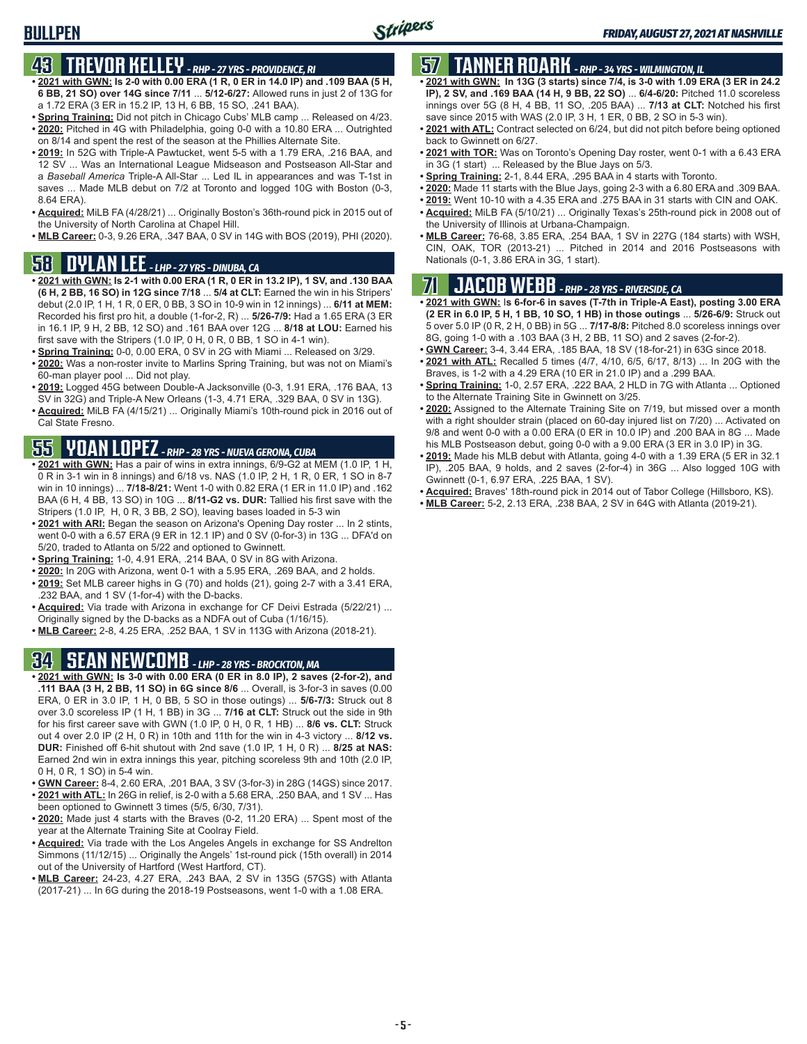## 43 TREVOR KELLEY - RHP - 27 YRS - PROVIDENCE, RI

- **2021 with GWN: Is 2-0 with 0.00 ERA (1 R, 0 ER in 14.0 IP) and .109 BAA (5 H, 6 BB, 21 SO) over 14G since 7/11** ... **5/12-6/27:** Allowed runs in just 2 of 13G for a 1.72 ERA (3 ER in 15.2 IP, 13 H, 6 BB, 15 SO, .241 BAA).
- **Spring Training:** Did not pitch in Chicago Cubs' MLB camp ... Released on 4/23.
- **2020:** Pitched in 4G with Philadelphia, going 0-0 with a 10.80 ERA ... Outrighted on 8/14 and spent the rest of the season at the Phillies Alternate Site.
- **2019:** In 52G with Triple-A Pawtucket, went 5-5 with a 1.79 ERA, .216 BAA, and 12 SV ... Was an International League Midseason and Postseason All-Star and a *Baseball America* Triple-A All-Star ... Led IL in appearances and was T-1st in saves ... Made MLB debut on 7/2 at Toronto and logged 10G with Boston (0-3, 8.64 ERA).
- **Acquired:** MiLB FA (4/28/21) ... Originally Boston's 36th-round pick in 2015 out of the University of North Carolina at Chapel Hill.
- **MLB Career:** 0-3, 9.26 ERA, .347 BAA, 0 SV in 14G with BOS (2019), PHI (2020).

## 58 DYLAN LEE - LHP - 27 YRS - DINUBA, CA

- **2021 with GWN: Is 2-1 with 0.00 ERA (1 R, 0 ER in 13.2 IP), 1 SV, and .130 BAA (6 H, 2 BB, 16 SO) in 12G since 7/18** ... **5/4 at CLT:** Earned the win in his Stripers' debut (2.0 IP, 1 H, 1 R, 0 ER, 0 BB, 3 SO in 10-9 win in 12 innings) ... **6/11 at MEM:** Recorded his first pro hit, a double (1-for-2, R) ... **5/26-7/9:** Had a 1.65 ERA (3 ER in 16.1 IP, 9 H, 2 BB, 12 SO) and .161 BAA over 12G ... **8/18 at LOU:** Earned his first save with the Stripers (1.0 IP, 0 H, 0 R, 0 BB, 1 SO in 4-1 win).
- **Spring Training:** 0-0, 0.00 ERA, 0 SV in 2G with Miami ... Released on 3/29.
- **2020:** Was a non-roster invite to Marlins Spring Training, but was not on Miami's 60-man player pool ... Did not play.
- **2019:** Logged 45G between Double-A Jacksonville (0-3, 1.91 ERA, .176 BAA, 13 SV in 32G) and Triple-A New Orleans (1-3, 4.71 ERA, .329 BAA, 0 SV in 13G).
- **Acquired:** MiLB FA (4/15/21) ... Originally Miami's 10th-round pick in 2016 out of Cal State Fresno.

## 55 YOAN LOPEZ - RHP - 28 YRS - NUEVA GERONA, CUBA

- **2021 with GWN:** Has a pair of wins in extra innings, 6/9-G2 at MEM (1.0 IP, 1 H, 0 R in 3-1 win in 8 innings) and 6/18 vs. NAS (1.0 IP, 2 H, 1 R, 0 ER, 1 SO in 8-7 win in 10 innings) ... **7/18-8/21:** Went 1-0 with 0.82 ERA (1 ER in 11.0 IP) and .162 BAA (6 H, 4 BB, 13 SO) in 10G ... **8/11-G2 vs. DUR:** Tallied his first save with the Stripers (1.0 IP, H, 0 R, 3 BB, 2 SO), leaving bases loaded in 5-3 win
- **2021 with ARI:** Began the season on Arizona's Opening Day roster ... In 2 stints, went 0-0 with a 6.57 ERA (9 ER in 12.1 IP) and 0 SV (0-for-3) in 13G ... DFA'd on 5/20, traded to Atlanta on 5/22 and optioned to Gwinnett.
- **Spring Training:** 1-0, 4.91 ERA, .214 BAA, 0 SV in 8G with Arizona.
- **2020:** In 20G with Arizona, went 0-1 with a 5.95 ERA, .269 BAA, and 2 holds.
- **2019:** Set MLB career highs in G (70) and holds (21), going 2-7 with a 3.41 ERA, .232 BAA, and 1 SV (1-for-4) with the D-backs.
- **Acquired:** Via trade with Arizona in exchange for CF Deivi Estrada (5/22/21) ... Originally signed by the D-backs as a NDFA out of Cuba (1/16/15).
- **MLB Career:** 2-8, 4.25 ERA, .252 BAA, 1 SV in 113G with Arizona (2018-21).

## 34 SEAN NEWCOMB - LHP - 28 YRS - BROCKTON, MA

- **2021 with GWN: Is 3-0 with 0.00 ERA (0 ER in 8.0 IP), 2 saves (2-for-2), and .111 BAA (3 H, 2 BB, 11 SO) in 6G since 8/6** ... Overall, is 3-for-3 in saves (0.00 ERA, 0 ER in 3.0 IP, 1 H, 0 BB, 5 SO in those outings) ... **5/6-7/3:** Struck out 8 over 3.0 scoreless IP (1 H, 1 BB) in 3G ... **7/16 at CLT:** Struck out the side in 9th for his first career save with GWN (1.0 IP, 0 H, 0 R, 1 HB) ... **8/6 vs. CLT:** Struck out 4 over 2.0 IP (2 H, 0 R) in 10th and 11th for the win in 4-3 victory ... **8/12 vs. DUR:** Finished off 6-hit shutout with 2nd save (1.0 IP, 1 H, 0 R) ... **8/25 at NAS:** Earned 2nd win in extra innings this year, pitching scoreless 9th and 10th (2.0 IP, 0 H, 0 R, 1 SO) in 5-4 win.
- **GWN Career:** 8-4, 2.60 ERA, .201 BAA, 3 SV (3-for-3) in 28G (14GS) since 2017.
- **2021 with ATL:** In 26G in relief, is 2-0 with a 5.68 ERA, .250 BAA, and 1 SV ... Has been optioned to Gwinnett 3 times (5/5, 6/30, 7/31).
- **2020:** Made just 4 starts with the Braves (0-2, 11.20 ERA) ... Spent most of the year at the Alternate Training Site at Coolray Field.
- **Acquired:** Via trade with the Los Angeles Angels in exchange for SS Andrelton Simmons (11/12/15) ... Originally the Angels' 1st-round pick (15th overall) in 2014 out of the University of Hartford (West Hartford, CT).
- **MLB Career:** 24-23, 4.27 ERA, .243 BAA, 2 SV in 135G (57GS) with Atlanta (2017-21) ... In 6G during the 2018-19 Postseasons, went 1-0 with a 1.08 ERA.

## 57 TANNER ROARK - RHP - 34 YRS - WILMINGTON, IL

- **2021 with GWN: In 13G (3 starts) since 7/4, is 3-0 with 1.09 ERA (3 ER in 24.2 IP), 2 SV, and .169 BAA (14 H, 9 BB, 22 SO)** ... **6/4-6/20:** Pitched 11.0 scoreless innings over 5G (8 H, 4 BB, 11 SO, .205 BAA) ... **7/13 at CLT:** Notched his first save since 2015 with WAS (2.0 IP, 3 H, 1 ER, 0 BB, 2 SO in 5-3 win).
- **2021 with ATL:** Contract selected on 6/24, but did not pitch before being optioned back to Gwinnett on 6/27.
- **2021 with TOR:** Was on Toronto's Opening Day roster, went 0-1 with a 6.43 ERA in 3G (1 start) ... Released by the Blue Jays on 5/3.
- **Spring Training:** 2-1, 8.44 ERA, .295 BAA in 4 starts with Toronto.
- **2020:** Made 11 starts with the Blue Jays, going 2-3 with a 6.80 ERA and .309 BAA.
- **2019:** Went 10-10 with a 4.35 ERA and .275 BAA in 31 starts with CIN and OAK.
- **Acquired:** MiLB FA (5/10/21) ... Originally Texas's 25th-round pick in 2008 out of the University of Illinois at Urbana-Champaign.
- **MLB Career:** 76-68, 3.85 ERA, .254 BAA, 1 SV in 227G (184 starts) with WSH, CIN, OAK, TOR (2013-21) ... Pitched in 2014 and 2016 Postseasons with Nationals (0-1, 3.86 ERA in 3G, 1 start).

## 71 JACOB WEBB - RHP - 28 YRS - RIVERSIDE, CA

- **2021 with GWN:** I**s 6-for-6 in saves (T-7th in Triple-A East), posting 3.00 ERA (2 ER in 6.0 IP, 5 H, 1 BB, 10 SO, 1 HB) in those outings** ... **5/26-6/9:** Struck out 5 over 5.0 IP (0 R, 2 H, 0 BB) in 5G ... **7/17-8/8:** Pitched 8.0 scoreless innings over 8G, going 1-0 with a .103 BAA (3 H, 2 BB, 11 SO) and 2 saves (2-for-2).
- **GWN Career:** 3-4, 3.44 ERA, .185 BAA, 18 SV (18-for-21) in 63G since 2018.
- **2021 with ATL:** Recalled 5 times (4/7, 4/10, 6/5, 6/17, 8/13) ... In 20G with the Braves, is 1-2 with a 4.29 ERA (10 ER in 21.0 IP) and a .299 BAA.
- **Spring Training:** 1-0, 2.57 ERA, .222 BAA, 2 HLD in 7G with Atlanta ... Optioned to the Alternate Training Site in Gwinnett on 3/25.
- **2020:** Assigned to the Alternate Training Site on 7/19, but missed over a month with a right shoulder strain (placed on 60-day injured list on 7/20) ... Activated on 9/8 and went 0-0 with a 0.00 ERA (0 ER in 10.0 IP) and .200 BAA in 8G ... Made his MLB Postseason debut, going 0-0 with a 9.00 ERA (3 ER in 3.0 IP) in 3G.
- **2019:** Made his MLB debut with Atlanta, going 4-0 with a 1.39 ERA (5 ER in 32.1 IP), .205 BAA, 9 holds, and 2 saves (2-for-4) in 36G ... Also logged 10G with Gwinnett (0-1, 6.97 ERA, .225 BAA, 1 SV).
- **Acquired:** Braves' 18th-round pick in 2014 out of Tabor College (Hillsboro, KS).
- **MLB Career:** 5-2, 2.13 ERA, .238 BAA, 2 SV in 64G with Atlanta (2019-21).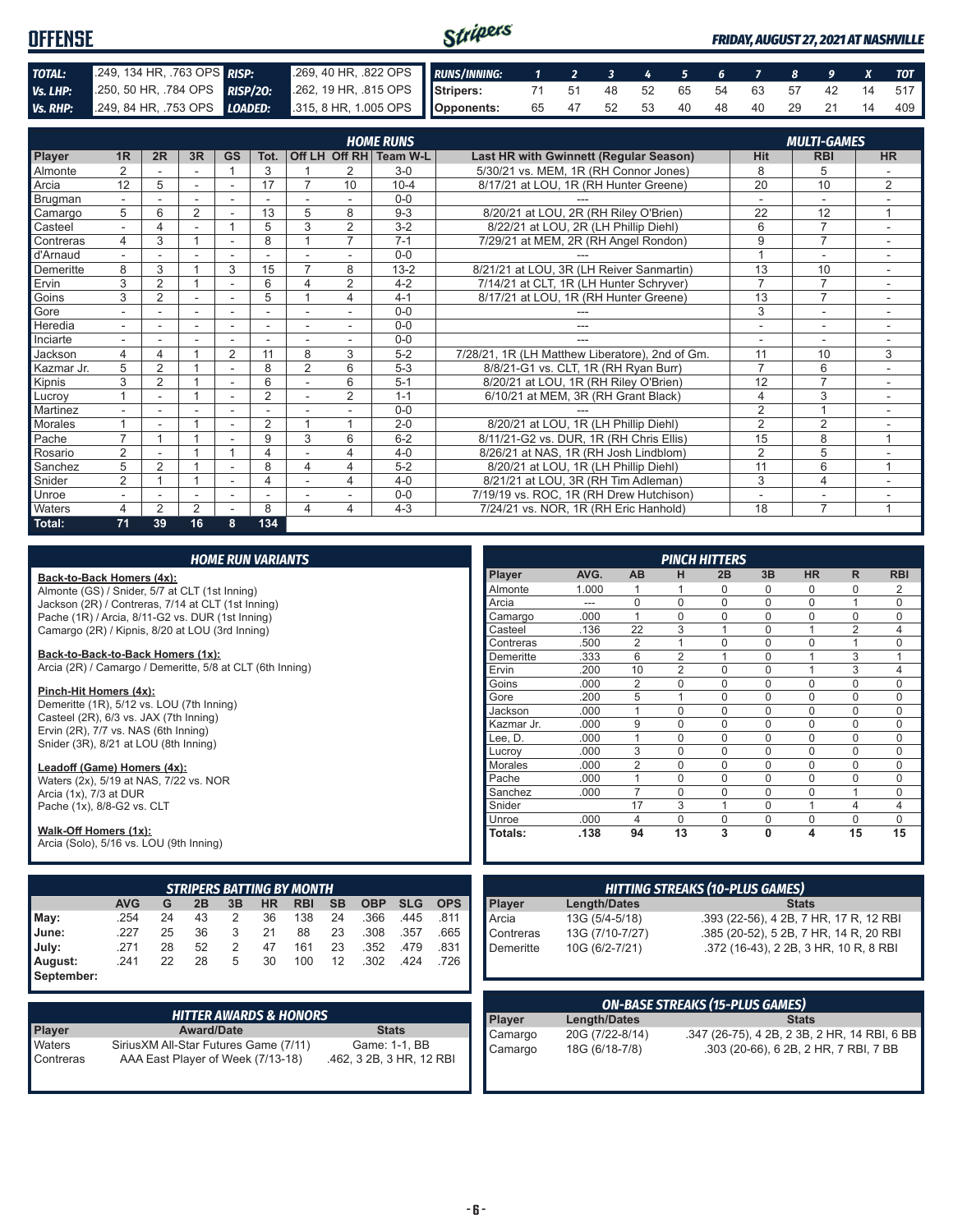# OFFENSE

*FRIDAY, AUGUST 27, 2021 AT NASHVILLE*

| | | | |
|---|---|---|---|
| **TOTAL:** | .249, 134 HR, .763 OPS | **RISP:** | .269, 40 HR, .822 OPS |
| **Vs. LHP:** | .250, 50 HR, .784 OPS | **RISP/2O:** | .262, 19 HR, .815 OPS |
| **Vs. RHP:** | .249, 84 HR, .753 OPS | **LOADED:** | .315, 8 HR, 1.005 OPS |

| RUNS/INNING: | 1 | 2 | 3 | 4 | 5 | 6 | 7 | 8 | 9 | X | TOT |
|---|---|---|---|---|---|---|---|---|---|---|---|
| Stripers: | 71 | 51 | 48 | 52 | 65 | 54 | 63 | 57 | 42 | 14 | 517 |
| Opponents: | 65 | 47 | 52 | 53 | 40 | 48 | 40 | 29 | 21 | 14 | 409 |

## HOME RUNS / MULTI-GAMES

| Player | 1R | 2R | 3R | GS | Tot. | Off LH | Off RH | Team W-L | Last HR with Gwinnett (Regular Season) | Hit | RBI | HR |
|---|---|---|---|---|---|---|---|---|---|---|---|---|
| Almonte | 2 | - | - | 1 | 3 | 1 | 2 | 3-0 | 5/30/21 vs. MEM, 1R (RH Connor Jones) | 8 | 5 | - |
| Arcia | 12 | 5 | - | - | 17 | 7 | 10 | 10-4 | 8/17/21 at LOU, 1R (RH Hunter Greene) | 20 | 10 | 2 |
| Brugman | - | - | - | - | - | - | - | 0-0 | --- | - | - | - |
| Camargo | 5 | 6 | 2 | - | 13 | 5 | 8 | 9-3 | 8/20/21 at LOU, 2R (RH Riley O'Brien) | 22 | 12 | 1 |
| Casteel | - | 4 | - | 1 | 5 | 3 | 2 | 3-2 | 8/22/21 at LOU, 2R (LH Phillip Diehl) | 6 | 7 | - |
| Contreras | 4 | 3 | 1 | - | 8 | 1 | 7 | 7-1 | 7/29/21 at MEM, 2R (RH Angel Rondon) | 9 | 7 | - |
| d'Arnaud | - | - | - | - | - | - | - | 0-0 | --- | 1 | - | - |
| Demeritte | 8 | 3 | 1 | 3 | 15 | 7 | 8 | 13-2 | 8/21/21 at LOU, 3R (LH Reiver Sanmartin) | 13 | 10 | - |
| Ervin | 3 | 2 | 1 | - | 6 | 4 | 2 | 4-2 | 7/14/21 at CLT, 1R (LH Hunter Schryver) | 7 | 7 | - |
| Goins | 3 | 2 | - | - | 5 | 1 | 4 | 4-1 | 8/17/21 at LOU, 1R (RH Hunter Greene) | 13 | 7 | - |
| Gore | - | - | - | - | - | - | - | 0-0 | --- | 3 | - | - |
| Heredia | - | - | - | - | - | - | - | 0-0 | --- | - | - | - |
| Inciarte | - | - | - | - | - | - | - | 0-0 | --- | - | - | - |
| Jackson | 4 | 4 | 1 | 2 | 11 | 8 | 3 | 5-2 | 7/28/21, 1R (LH Matthew Liberatore), 2nd of Gm. | 11 | 10 | 3 |
| Kazmar Jr. | 5 | 2 | 1 | - | 8 | 2 | 6 | 5-3 | 8/8/21-G1 vs. CLT, 1R (RH Ryan Burr) | 7 | 6 | - |
| Kipnis | 3 | 2 | 1 | - | 6 | - | 6 | 5-1 | 8/20/21 at LOU, 1R (RH Riley O'Brien) | 12 | 7 | - |
| Lucroy | 1 | - | 1 | - | 2 | - | 2 | 1-1 | 6/10/21 at MEM, 3R (RH Grant Black) | 4 | 3 | - |
| Martinez | - | - | - | - | - | - | - | 0-0 | --- | 2 | 1 | - |
| Morales | 1 | - | 1 | - | 2 | 1 | 1 | 2-0 | 8/20/21 at LOU, 1R (LH Phillip Diehl) | 2 | 2 | - |
| Pache | 7 | 1 | 1 | - | 9 | 3 | 6 | 6-2 | 8/11/21-G2 vs. DUR, 1R (RH Chris Ellis) | 15 | 8 | 1 |
| Rosario | 2 | - | 1 | 1 | 4 | - | 4 | 4-0 | 8/26/21 at NAS, 1R (RH Josh Lindblom) | 2 | 5 | - |
| Sanchez | 5 | 2 | 1 | - | 8 | 4 | 4 | 5-2 | 8/20/21 at LOU, 1R (LH Phillip Diehl) | 11 | 6 | 1 |
| Snider | 2 | 1 | 1 | - | 4 | - | 4 | 4-0 | 8/21/21 at LOU, 3R (RH Tim Adleman) | 3 | 4 | - |
| Unroe | - | - | - | - | - | - | - | 0-0 | 7/19/19 vs. ROC, 1R (RH Drew Hutchison) | - | - | - |
| Waters | 4 | 2 | 2 | - | 8 | 4 | 4 | 4-3 | 7/24/21 vs. NOR, 1R (RH Eric Hanhold) | 18 | 7 | 1 |
| **Total:** | **71** | **39** | **16** | **8** | **134** | | | | | | | |

## HOME RUN VARIANTS

**Back-to-Back Homers (4x):**
Almonte (GS) / Snider, 5/7 at CLT (1st Inning)
Jackson (2R) / Contreras, 7/14 at CLT (1st Inning)
Pache (1R) / Arcia, 8/11-G2 vs. DUR (1st Inning)
Camargo (2R) / Kipnis, 8/20 at LOU (3rd Inning)

**Back-to-Back-to-Back Homers (1x):**
Arcia (2R) / Camargo / Demeritte, 5/8 at CLT (6th Inning)

**Pinch-Hit Homers (4x):**
Demeritte (1R), 5/12 vs. LOU (7th Inning)
Casteel (2R), 6/3 vs. JAX (7th Inning)
Ervin (2R), 7/7 vs. NAS (6th Inning)
Snider (3R), 8/21 at LOU (8th Inning)

**Leadoff (Game) Homers (4x):**
Waters (2x), 5/19 at NAS, 7/22 vs. NOR
Arcia (1x), 7/3 at DUR
Pache (1x), 8/8-G2 vs. CLT

**Walk-Off Homers (1x):**
Arcia (Solo), 5/16 vs. LOU (9th Inning)

## PINCH HITTERS

| Player | AVG. | AB | H | 2B | 3B | HR | R | RBI |
|---|---|---|---|---|---|---|---|---|
| Almonte | 1.000 | 1 | 1 | 0 | 0 | 0 | 0 | 2 |
| Arcia | --- | 0 | 0 | 0 | 0 | 0 | 1 | 0 |
| Camargo | .000 | 1 | 0 | 0 | 0 | 0 | 0 | 0 |
| Casteel | .136 | 22 | 3 | 1 | 0 | 1 | 2 | 4 |
| Contreras | .500 | 2 | 1 | 0 | 0 | 0 | 1 | 0 |
| Demeritte | .333 | 6 | 2 | 1 | 0 | 1 | 3 | 1 |
| Ervin | .200 | 10 | 2 | 0 | 0 | 1 | 3 | 4 |
| Goins | .000 | 2 | 0 | 0 | 0 | 0 | 0 | 0 |
| Gore | .200 | 5 | 1 | 0 | 0 | 0 | 0 | 0 |
| Jackson | .000 | 1 | 0 | 0 | 0 | 0 | 0 | 0 |
| Kazmar Jr. | .000 | 9 | 0 | 0 | 0 | 0 | 0 | 0 |
| Lee, D. | .000 | 1 | 0 | 0 | 0 | 0 | 0 | 0 |
| Lucroy | .000 | 3 | 0 | 0 | 0 | 0 | 0 | 0 |
| Morales | .000 | 2 | 0 | 0 | 0 | 0 | 0 | 0 |
| Pache | .000 | 1 | 0 | 0 | 0 | 0 | 0 | 0 |
| Sanchez | .000 | 7 | 0 | 0 | 0 | 0 | 1 | 0 |
| Snider | | 17 | 3 | 1 | 0 | 1 | 4 | 4 |
| Unroe | .000 | 4 | 0 | 0 | 0 | 0 | 0 | 0 |
| **Totals:** | **.138** | **94** | **13** | **3** | **0** | **4** | **15** | **15** |

## STRIPERS BATTING BY MONTH

| | AVG | G | 2B | 3B | HR | RBI | SB | OBP | SLG | OPS |
|---|---|---|---|---|---|---|---|---|---|---|
| **May:** | .254 | 24 | 43 | 2 | 36 | 138 | 24 | .366 | .445 | .811 |
| **June:** | .227 | 25 | 36 | 3 | 21 | 88 | 23 | .308 | .357 | .665 |
| **July:** | .271 | 28 | 52 | 2 | 47 | 161 | 23 | .352 | .479 | .831 |
| **August:** | .241 | 22 | 28 | 5 | 30 | 100 | 12 | .302 | .424 | .726 |
| **September:** | | | | | | | | | | |

## HITTING STREAKS (10-PLUS GAMES)

| Player | Length/Dates | Stats |
|---|---|---|
| Arcia | 13G (5/4-5/18) | .393 (22-56), 4 2B, 7 HR, 17 R, 12 RBI |
| Contreras | 13G (7/10-7/27) | .385 (20-52), 5 2B, 7 HR, 14 R, 20 RBI |
| Demeritte | 10G (6/2-7/21) | .372 (16-43), 2 2B, 3 HR, 10 R, 8 RBI |

## HITTER AWARDS & HONORS

| Player | Award/Date | Stats |
|---|---|---|
| Waters | SiriusXM All-Star Futures Game (7/11) | Game: 1-1, BB |
| Contreras | AAA East Player of Week (7/13-18) | .462, 3 2B, 3 HR, 12 RBI |

## ON-BASE STREAKS (15-PLUS GAMES)

| Player | Length/Dates | Stats |
|---|---|---|
| Camargo | 20G (7/22-8/14) | .347 (26-75), 4 2B, 2 3B, 2 HR, 14 RBI, 6 BB |
| Camargo | 18G (6/18-7/8) | .303 (20-66), 6 2B, 2 HR, 7 RBI, 7 BB |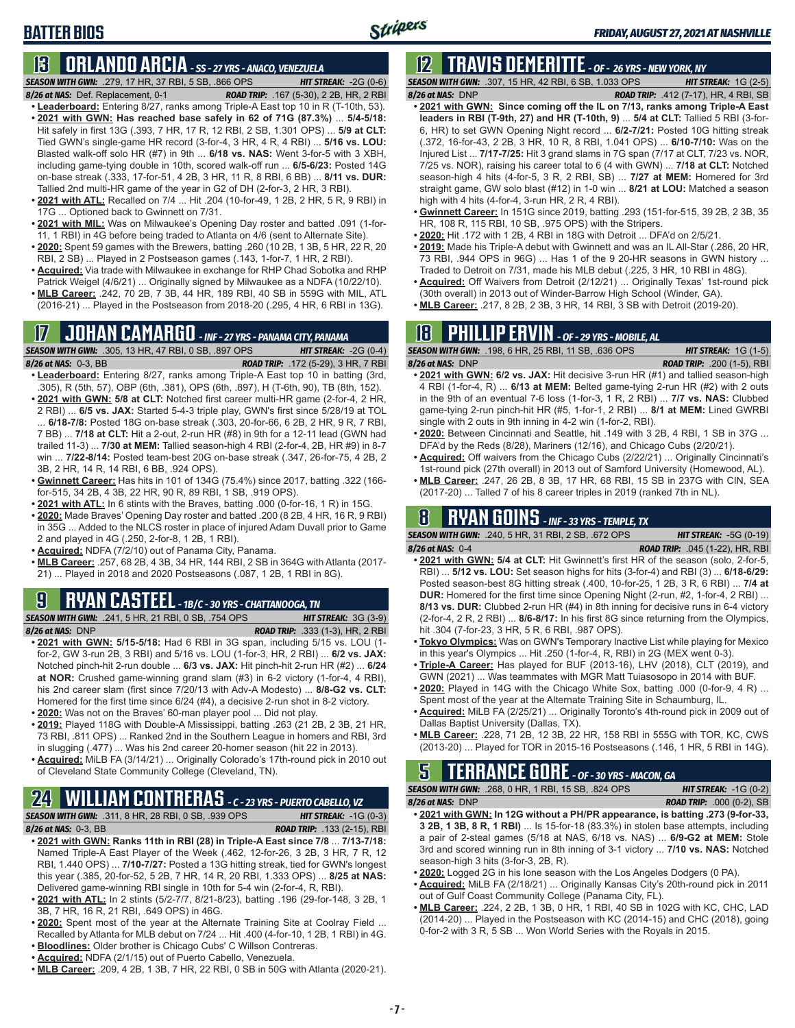# BATTER BIOS

FRIDAY, AUGUST 27, 2021 AT NASHVILLE

## 13 ORLANDO ARCIA - SS - 27 YRS - ANACO, VENEZUELA

**SEASON WITH GWN:** .279, 17 HR, 37 RBI, 5 SB, .866 OPS **HIT STREAK:** -2G (0-6)
**8/26 at NAS:** Def. Replacement, 0-1 **ROAD TRIP:** .167 (5-30), 2 2B, HR, 2 RBI

- **Leaderboard:** Entering 8/27, ranks among Triple-A East top 10 in R (T-10th, 53).
- **2021 with GWN: Has reached base safely in 62 of 71G (87.3%)** ... **5/4-5/18:** Hit safely in first 13G (.393, 7 HR, 17 R, 12 RBI, 2 SB, 1.301 OPS) ... **5/9 at CLT:** Tied GWN's single-game HR record (3-for-4, 3 HR, 4 R, 4 RBI) ... **5/16 vs. LOU:** Blasted walk-off solo HR (#7) in 9th ... **6/18 vs. NAS:** Went 3-for-5 with 3 XBH, including game-tying double in 10th, scored walk-off run ... **6/5-6/23:** Posted 14G on-base streak (.333, 17-for-51, 4 2B, 3 HR, 11 R, 8 RBI, 6 BB) ... **8/11 vs. DUR:** Tallied 2nd multi-HR game of the year in G2 of DH (2-for-3, 2 HR, 3 RBI).
- **2021 with ATL:** Recalled on 7/4 ... Hit .204 (10-for-49, 1 2B, 2 HR, 5 R, 9 RBI) in 17G ... Optioned back to Gwinnett on 7/31.
- **2021 with MIL:** Was on Milwaukee's Opening Day roster and batted .091 (1-for-11, 1 RBI) in 4G before being traded to Atlanta on 4/6 (sent to Alternate Site).
- **2020:** Spent 59 games with the Brewers, batting .260 (10 2B, 1 3B, 5 HR, 22 R, 20 RBI, 2 SB) ... Played in 2 Postseason games (.143, 1-for-7, 1 HR, 2 RBI).
- **Acquired:** Via trade with Milwaukee in exchange for RHP Chad Sobotka and RHP Patrick Weigel (4/6/21) ... Originally signed by Milwaukee as a NDFA (10/22/10).
- **MLB Career:** .242, 70 2B, 7 3B, 44 HR, 189 RBI, 40 SB in 559G with MIL, ATL (2016-21) ... Played in the Postseason from 2018-20 (.295, 4 HR, 6 RBI in 13G).

## 17 JOHAN CAMARGO - INF - 27 YRS - PANAMA CITY, PANAMA

**SEASON WITH GWN:** .305, 13 HR, 47 RBI, 0 SB, .897 OPS **HIT STREAK:** -2G (0-4)
**8/26 at NAS:** 0-3, BB **ROAD TRIP:** .172 (5-29), 3 HR, 7 RBI

- **Leaderboard:** Entering 8/27, ranks among Triple-A East top 10 in batting (3rd, .305), R (5th, 57), OBP (6th, .381), OPS (6th, .897), H (T-6th, 90), TB (8th, 152).
- **2021 with GWN: 5/8 at CLT:** Notched first career multi-HR game (2-for-4, 2 HR, 2 RBI) ... **6/5 vs. JAX:** Started 5-4-3 triple play, GWN's first since 5/28/19 at TOL ... **6/18-7/8:** Posted 18G on-base streak (.303, 20-for-66, 6 2B, 2 HR, 9 R, 7 RBI, 7 BB) ... **7/18 at CLT:** Hit a 2-out, 2-run HR (#8) in 9th for a 12-11 lead (GWN had trailed 11-3) ... **7/30 at MEM:** Tallied season-high 4 RBI (2-for-4, 2B, HR #9) in 8-7 win ... **7/22-8/14:** Posted team-best 20G on-base streak (.347, 26-for-75, 4 2B, 2 3B, 2 HR, 14 R, 14 RBI, 6 BB, .924 OPS).
- **Gwinnett Career:** Has hits in 101 of 134G (75.4%) since 2017, batting .322 (166-for-515, 34 2B, 4 3B, 22 HR, 90 R, 89 RBI, 1 SB, .919 OPS).
- **2021 with ATL:** In 6 stints with the Braves, batting .000 (0-for-16, 1 R) in 15G.
- **2020:** Made Braves' Opening Day roster and batted .200 (8 2B, 4 HR, 16 R, 9 RBI) in 35G ... Added to the NLCS roster in place of injured Adam Duvall prior to Game 2 and played in 4G (.250, 2-for-8, 1 2B, 1 RBI).
- **Acquired:** NDFA (7/2/10) out of Panama City, Panama.
- **MLB Career:** .257, 68 2B, 4 3B, 34 HR, 144 RBI, 2 SB in 364G with Atlanta (2017-21) ... Played in 2018 and 2020 Postseasons (.087, 1 2B, 1 RBI in 8G).

## 9 RYAN CASTEEL - 1B/C - 30 YRS - CHATTANOOGA, TN

**SEASON WITH GWN:** .241, 5 HR, 21 RBI, 0 SB, .754 OPS **HIT STREAK:** 3G (3-9)
**8/26 at NAS:** DNP **ROAD TRIP:** .333 (1-3), HR, 2 RBI

- **2021 with GWN: 5/15-5/18:** Had 6 RBI in 3G span, including 5/15 vs. LOU (1-for-2, GW 3-run 2B, 3 RBI) and 5/16 vs. LOU (1-for-3, HR, 2 RBI) ... **6/2 vs. JAX:** Notched pinch-hit 2-run double ... **6/3 vs. JAX:** Hit pinch-hit 2-run HR (#2) ... **6/24 at NOR:** Crushed game-winning grand slam (#3) in 6-2 victory (1-for-4, 4 RBI), his 2nd career slam (first since 7/20/13 with Adv-A Modesto) ... **8/8-G2 vs. CLT:** Homered for the first time since 6/24 (#4), a decisive 2-run shot in 8-2 victory.
- **2020:** Was not on the Braves' 60-man player pool ... Did not play.
- **2019:** Played 118G with Double-A Mississippi, batting .263 (21 2B, 2 3B, 21 HR, 73 RBI, .811 OPS) ... Ranked 2nd in the Southern League in homers and RBI, 3rd in slugging (.477) ... Was his 2nd career 20-homer season (hit 22 in 2013).
- **Acquired:** MiLB FA (3/14/21) ... Originally Colorado's 17th-round pick in 2010 out of Cleveland State Community College (Cleveland, TN).

## 24 WILLIAM CONTRERAS - C - 23 YRS - PUERTO CABELLO, VZ

**SEASON WITH GWN:** .311, 8 HR, 28 RBI, 0 SB, .939 OPS **HIT STREAK:** -1G (0-3)
**8/26 at NAS:** 0-3, BB **ROAD TRIP:** .133 (2-15), RBI

- **2021 with GWN: Ranks 11th in RBI (28) in Triple-A East since 7/8** ... **7/13-7/18:** Named Triple-A East Player of the Week (.462, 12-for-26, 3 2B, 3 HR, 7 R, 12 RBI, 1.440 OPS) ... **7/10-7/27:** Posted a 13G hitting streak, tied for GWN's longest this year (.385, 20-for-52, 5 2B, 7 HR, 14 R, 20 RBI, 1.333 OPS) ... **8/25 at NAS:** Delivered game-winning RBI single in 10th for 5-4 win (2-for-4, R, RBI).
- **2021 with ATL:** In 2 stints (5/2-7/7, 8/21-8/23), batting .196 (29-for-148, 3 2B, 1 3B, 7 HR, 16 R, 21 RBI, .649 OPS) in 46G.
- **2020:** Spent most of the year at the Alternate Training Site at Coolray Field ... Recalled by Atlanta for MLB debut on 7/24 ... Hit .400 (4-for-10, 1 2B, 1 RBI) in 4G.
- **Bloodlines:** Older brother is Chicago Cubs' C Willson Contreras.
- **Acquired:** NDFA (2/1/15) out of Puerto Cabello, Venezuela.
- **MLB Career:** .209, 4 2B, 1 3B, 7 HR, 22 RBI, 0 SB in 50G with Atlanta (2020-21).

## 12 TRAVIS DEMERITTE - OF - 26 YRS - NEW YORK, NY

**SEASON WITH GWN:** .307, 15 HR, 42 RBI, 6 SB, 1.033 OPS **HIT STREAK:** 1G (2-5)
**8/26 at NAS:** DNP **ROAD TRIP:** .412 (7-17), HR, 4 RBI, SB

- **2021 with GWN: Since coming off the IL on 7/13, ranks among Triple-A East leaders in RBI (T-9th, 27) and HR (T-10th, 9)** ... **5/4 at CLT:** Tallied 5 RBI (3-for-6, HR) to set GWN Opening Night record ... **6/2-7/21:** Posted 10G hitting streak (.372, 16-for-43, 2 2B, 3 HR, 10 R, 8 RBI, 1.041 OPS) ... **6/10-7/10:** Was on the Injured List ... **7/17-7/25:** Hit 3 grand slams in 7G span (7/17 at CLT, 7/23 vs. NOR, 7/25 vs. NOR), raising his career total to 6 (4 with GWN) ... **7/18 at CLT:** Notched season-high 4 hits (4-for-5, 3 R, 2 RBI, SB) ... **7/27 at MEM:** Homered for 3rd straight game, GW solo blast (#12) in 1-0 win ... **8/21 at LOU:** Matched a season high with 4 hits (4-for-4, 3-run HR, 2 R, 4 RBI).
- **Gwinnett Career:** In 151G since 2019, batting .293 (151-for-515, 39 2B, 2 3B, 35 HR, 108 R, 115 RBI, 10 SB, .975 OPS) with the Stripers.
- **2020:** Hit .172 with 1 2B, 4 RBI in 18G with Detroit ... DFA'd on 2/5/21.
- **2019:** Made his Triple-A debut with Gwinnett and was an IL All-Star (.286, 20 HR, 73 RBI, .944 OPS in 96G) ... Has 1 of the 9 20-HR seasons in GWN history ... Traded to Detroit on 7/31, made his MLB debut (.225, 3 HR, 10 RBI in 48G).
- **Acquired:** Off Waivers from Detroit (2/12/21) ... Originally Texas' 1st-round pick (30th overall) in 2013 out of Winder-Barrow High School (Winder, GA).
- **MLB Career:** .217, 8 2B, 2 3B, 3 HR, 14 RBI, 3 SB with Detroit (2019-20).

## 18 PHILLIP ERVIN - OF - 29 YRS - MOBILE, AL

**SEASON WITH GWN:** .198, 6 HR, 25 RBI, 11 SB, .636 OPS **HIT STREAK:** 1G (1-5)
**8/26 at NAS:** DNP **ROAD TRIP:** .200 (1-5), RBI

- **2021 with GWN: 6/2 vs. JAX:** Hit decisive 3-run HR (#1) and tallied season-high 4 RBI (1-for-4, R) ... **6/13 at MEM:** Belted game-tying 2-run HR (#2) with 2 outs in the 9th of an eventual 7-6 loss (1-for-3, 1 R, 2 RBI) ... **7/7 vs. NAS:** Clubbed game-tying 2-run pinch-hit HR (#5, 1-for-1, 2 RBI) ... **8/1 at MEM:** Lined GWRBI single with 2 outs in 9th inning in 4-2 win (1-for-2, RBI).
- **2020:** Between Cincinnati and Seattle, hit .149 with 3 2B, 4 RBI, 1 SB in 37G ... DFA'd by the Reds (8/28), Mariners (12/16), and Chicago Cubs (2/20/21).
- **Acquired:** Off waivers from the Chicago Cubs (2/22/21) ... Originally Cincinnati's 1st-round pick (27th overall) in 2013 out of Samford University (Homewood, AL).
- **MLB Career:** .247, 26 2B, 8 3B, 17 HR, 68 RBI, 15 SB in 237G with CIN, SEA (2017-20) ... Talled 7 of his 8 career triples in 2019 (ranked 7th in NL).

## 8 RYAN GOINS - INF - 33 YRS - TEMPLE, TX

**SEASON WITH GWN:** .240, 5 HR, 31 RBI, 2 SB, .672 OPS **HIT STREAK:** -5G (0-19)
**8/26 at NAS:** 0-4 **ROAD TRIP:** .045 (1-22), HR, RBI

- **2021 with GWN: 5/4 at CLT:** Hit Gwinnett's first HR of the season (solo, 2-for-5, RBI) ... **5/12 vs. LOU:** Set season highs for hits (3-for-4) and RBI (3) ... **6/18-6/29:** Posted season-best 8G hitting streak (.400, 10-for-25, 1 2B, 3 R, 6 RBI) ... **7/4 at DUR:** Homered for the first time since Opening Night (2-run, #2, 1-for-4, 2 RBI) ... **8/13 vs. DUR:** Clubbed 2-run HR (#4) in 8th inning for decisive runs in 6-4 victory (2-for-4, 2 R, 2 RBI) ... **8/6-8/17:** In his first 8G since returning from the Olympics, hit .304 (7-for-23, 3 HR, 5 R, 6 RBI, .987 OPS).
- **Tokyo Olympics:** Was on GWN's Temporary Inactive List while playing for Mexico in this year's Olympics ... Hit .250 (1-for-4, R, RBI) in 2G (MEX went 0-3).
- **Triple-A Career:** Has played for BUF (2013-16), LHV (2018), CLT (2019), and GWN (2021) ... Was teammates with MGR Matt Tuiasosopo in 2014 with BUF.
- **2020:** Played in 14G with the Chicago White Sox, batting .000 (0-for-9, 4 R) ... Spent most of the year at the Alternate Training Site in Schaumburg, IL.
- **Acquired:** MiLB FA (2/25/21) ... Originally Toronto's 4th-round pick in 2009 out of Dallas Baptist University (Dallas, TX).
- **MLB Career:** .228, 71 2B, 12 3B, 22 HR, 158 RBI in 555G with TOR, KC, CWS (2013-20) ... Played for TOR in 2015-16 Postseasons (.146, 1 HR, 5 RBI in 14G).

## 5 TERRANCE GORE - OF - 30 YRS - MACON, GA

**SEASON WITH GWN:** .268, 0 HR, 1 RBI, 15 SB, .824 OPS **HIT STREAK:** -1G (0-2)
**8/26 at NAS:** DNP **ROAD TRIP:** .000 (0-2), SB

- **2021 with GWN: In 12G without a PH/PR appearance, is batting .273 (9-for-33, 3 2B, 1 3B, 8 R, 1 RBI)** ... Is 15-for-18 (83.3%) in stolen base attempts, including a pair of 2-steal games (5/18 at NAS, 6/18 vs. NAS) ... **6/9-G2 at MEM:** Stole 3rd and scored winning run in 8th inning of 3-1 victory ... **7/10 vs. NAS:** Notched season-high 3 hits (3-for-3, 2B, R).
- **2020:** Logged 2G in his lone season with the Los Angeles Dodgers (0 PA).
- **Acquired:** MiLB FA (2/18/21) ... Originally Kansas City's 20th-round pick in 2011 out of Gulf Coast Community College (Panama City, FL).
- **MLB Career:** .224, 2 2B, 1 3B, 0 HR, 1 RBI, 40 SB in 102G with KC, CHC, LAD (2014-20) ... Played in the Postseason with KC (2014-15) and CHC (2018), going 0-for-2 with 3 R, 5 SB ... Won World Series with the Royals in 2015.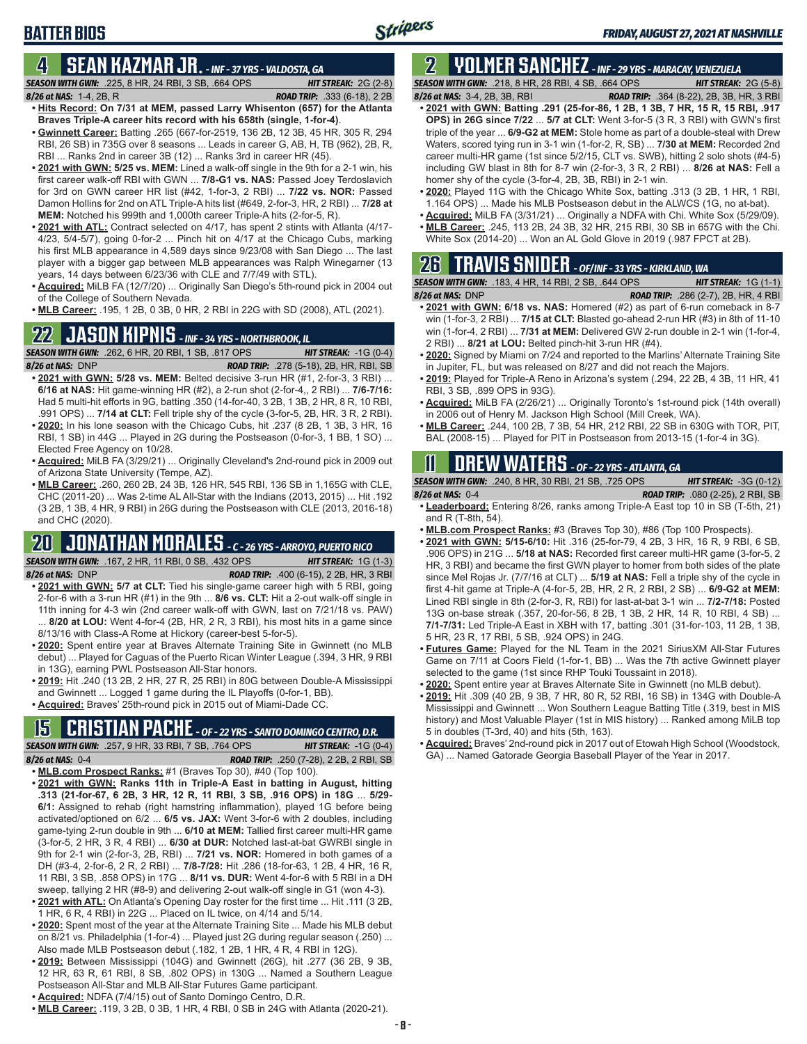# BATTER BIOS

*FRIDAY, AUGUST 27, 2021 AT NASHVILLE*

## 4 SEAN KAZMAR JR. - INF - 37 YRS - VALDOSTA, GA

***SEASON WITH GWN:*** .225, 8 HR, 24 RBI, 3 SB, .664 OPS ***HIT STREAK:*** 2G (2-8)
***8/26 at NAS:*** 1-4, 2B, R ***ROAD TRIP:*** .333 (6-18), 2 2B

- **Hits Record: On 7/31 at MEM, passed Larry Whisenton (657) for the Atlanta Braves Triple-A career hits record with his 658th (single, 1-for-4)**.
- **Gwinnett Career:** Batting .265 (667-for-2519, 136 2B, 12 3B, 45 HR, 305 R, 294 RBI, 26 SB) in 735G over 8 seasons ... Leads in career G, AB, H, TB (962), 2B, R, RBI ... Ranks 2nd in career 3B (12) ... Ranks 3rd in career HR (45).
- **2021 with GWN: 5/25 vs. MEM:** Lined a walk-off single in the 9th for a 2-1 win, his first career walk-off RBI with GWN ... **7/8-G1 vs. NAS:** Passed Joey Terdoslavich for 3rd on GWN career HR list (#42, 1-for-3, 2 RBI) ... **7/22 vs. NOR:** Passed Damon Hollins for 2nd on ATL Triple-A hits list (#649, 2-for-3, HR, 2 RBI) ... **7/28 at MEM:** Notched his 999th and 1,000th career Triple-A hits (2-for-5, R).
- **2021 with ATL:** Contract selected on 4/17, has spent 2 stints with Atlanta (4/17-4/23, 5/4-5/7), going 0-for-2 ... Pinch hit on 4/17 at the Chicago Cubs, marking his first MLB appearance in 4,589 days since 9/23/08 with San Diego ... The last player with a bigger gap between MLB appearances was Ralph Winegarner (13 years, 14 days between 6/23/36 with CLE and 7/7/49 with STL).
- **Acquired:** MiLB FA (12/7/20) ... Originally San Diego's 5th-round pick in 2004 out of the College of Southern Nevada.
- **MLB Career:** .195, 1 2B, 0 3B, 0 HR, 2 RBI in 22G with SD (2008), ATL (2021).

## 22 JASON KIPNIS - INF - 34 YRS - NORTHBROOK, IL

***SEASON WITH GWN:*** .262, 6 HR, 20 RBI, 1 SB, .817 OPS ***HIT STREAK:*** -1G (0-4)
***8/26 at NAS:*** DNP ***ROAD TRIP:*** .278 (5-18), 2B, HR, RBI, SB

- **2021 with GWN: 5/28 vs. MEM:** Belted decisive 3-run HR (#1, 2-for-3, 3 RBI) ... **6/16 at NAS:** Hit game-winning HR (#2), a 2-run shot (2-for-4,, 2 RBI) ... **7/6-7/16:** Had 5 multi-hit efforts in 9G, batting .350 (14-for-40, 3 2B, 1 3B, 2 HR, 8 R, 10 RBI, .991 OPS) ... **7/14 at CLT:** Fell triple shy of the cycle (3-for-5, 2B, HR, 3 R, 2 RBI).
- **2020:** In his lone season with the Chicago Cubs, hit .237 (8 2B, 1 3B, 3 HR, 16 RBI, 1 SB) in 44G ... Played in 2G during the Postseason (0-for-3, 1 BB, 1 SO) ... Elected Free Agency on 10/28.
- **Acquired:** MiLB FA (3/29/21) ... Originally Cleveland's 2nd-round pick in 2009 out of Arizona State University (Tempe, AZ).
- **MLB Career:** .260, 260 2B, 24 3B, 126 HR, 545 RBI, 136 SB in 1,165G with CLE, CHC (2011-20) ... Was 2-time AL All-Star with the Indians (2013, 2015) ... Hit .192 (3 2B, 1 3B, 4 HR, 9 RBI) in 26G during the Postseason with CLE (2013, 2016-18) and CHC (2020).

## 20 JONATHAN MORALES - C - 26 YRS - ARROYO, PUERTO RICO

***SEASON WITH GWN:*** .167, 2 HR, 11 RBI, 0 SB, .432 OPS ***HIT STREAK:*** 1G (1-3)
***8/26 at NAS:*** DNP ***ROAD TRIP:*** .400 (6-15), 2 2B, HR, 3 RBI

- **2021 with GWN: 5/7 at CLT:** Tied his single-game career high with 5 RBI, going 2-for-6 with a 3-run HR (#1) in the 9th ... **8/6 vs. CLT:** Hit a 2-out walk-off single in 11th inning for 4-3 win (2nd career walk-off with GWN, last on 7/21/18 vs. PAW) ... **8/20 at LOU:** Went 4-for-4 (2B, HR, 2 R, 3 RBI), his most hits in a game since 8/13/16 with Class-A Rome at Hickory (career-best 5-for-5).
- **2020:** Spent entire year at Braves Alternate Training Site in Gwinnett (no MLB debut) ... Played for Caguas of the Puerto Rican Winter League (.394, 3 HR, 9 RBI in 13G), earning PWL Postseason All-Star honors.
- **2019:** Hit .240 (13 2B, 2 HR, 27 R, 25 RBI) in 80G between Double-A Mississippi and Gwinnett ... Logged 1 game during the IL Playoffs (0-for-1, BB).
- **Acquired:** Braves' 25th-round pick in 2015 out of Miami-Dade CC.

## 15 CRISTIAN PACHE - OF - 22 YRS - SANTO DOMINGO CENTRO, D.R.

***SEASON WITH GWN:*** .257, 9 HR, 33 RBI, 7 SB, .764 OPS ***HIT STREAK:*** -1G (0-4)
***8/26 at NAS:*** 0-4 ***ROAD TRIP:*** .250 (7-28), 2 2B, 2 RBI, SB

- **MLB.com Prospect Ranks:** #1 (Braves Top 30), #40 (Top 100).
- **2021 with GWN: Ranks 11th in Triple-A East in batting in August, hitting .313 (21-for-67, 6 2B, 3 HR, 12 R, 11 RBI, 3 SB, .916 OPS) in 18G** ... **5/29-6/1:** Assigned to rehab (right hamstring inflammation), played 1G before being activated/optioned on 6/2 ... **6/5 vs. JAX:** Went 3-for-6 with 2 doubles, including game-tying 2-run double in 9th ... **6/10 at MEM:** Tallied first career multi-HR game (3-for-5, 2 HR, 3 R, 4 RBI) ... **6/30 at DUR:** Notched last-at-bat GWRBI single in 9th for 2-1 win (2-for-3, 2B, RBI) ... **7/21 vs. NOR:** Homered in both games of a DH (#3-4, 2-for-6, 2 R, 2 RBI) ... **7/8-7/28:** Hit .286 (18-for-63, 1 2B, 4 HR, 16 R, 11 RBI, 3 SB, .858 OPS) in 17G ... **8/11 vs. DUR:** Went 4-for-6 with 5 RBI in a DH sweep, tallying 2 HR (#8-9) and delivering 2-out walk-off single in G1 (won 4-3).
- **2021 with ATL:** On Atlanta's Opening Day roster for the first time ... Hit .111 (3 2B, 1 HR, 6 R, 4 RBI) in 22G ... Placed on IL twice, on 4/14 and 5/14.
- **2020:** Spent most of the year at the Alternate Training Site ... Made his MLB debut on 8/21 vs. Philadelphia (1-for-4) ... Played just 2G during regular season (.250) ... Also made MLB Postseason debut (.182, 1 2B, 1 HR, 4 R, 4 RBI in 12G).
- **2019:** Between Mississippi (104G) and Gwinnett (26G), hit .277 (36 2B, 9 3B, 12 HR, 63 R, 61 RBI, 8 SB, .802 OPS) in 130G ... Named a Southern League Postseason All-Star and MLB All-Star Futures Game participant.
- **Acquired:** NDFA (7/4/15) out of Santo Domingo Centro, D.R.
- **MLB Career:** .119, 3 2B, 0 3B, 1 HR, 4 RBI, 0 SB in 24G with Atlanta (2020-21).

## 2 YOLMER SANCHEZ - INF - 29 YRS - MARACAY, VENEZUELA

***SEASON WITH GWN:*** .218, 8 HR, 28 RBI, 4 SB, .664 OPS ***HIT STREAK:*** 2G (5-8)
***8/26 at NAS:*** 3-4, 2B, 3B, RBI ***ROAD TRIP:*** .364 (8-22), 2B, 3B, HR, 3 RBI

- **2021 with GWN: Batting .291 (25-for-86, 1 2B, 1 3B, 7 HR, 15 R, 15 RBI, .917 OPS) in 26G since 7/22** ... **5/7 at CLT:** Went 3-for-5 (3 R, 3 RBI) with GWN's first triple of the year ... **6/9-G2 at MEM:** Stole home as part of a double-steal with Drew Waters, scored tying run in 3-1 win (1-for-2, R, SB) ... **7/30 at MEM:** Recorded 2nd career multi-HR game (1st since 5/2/15, CLT vs. SWB), hitting 2 solo shots (#4-5) including GW blast in 8th for 8-7 win (2-for-3, 3 R, 2 RBI) ... **8/26 at NAS:** Fell a homer shy of the cycle (3-for-4, 2B, 3B, RBI) in 2-1 win.
- **2020:** Played 11G with the Chicago White Sox, batting .313 (3 2B, 1 HR, 1 RBI, 1.164 OPS) ... Made his MLB Postseason debut in the ALWCS (1G, no at-bat).
- **Acquired:** MiLB FA (3/31/21) ... Originally a NDFA with Chi. White Sox (5/29/09).
- **MLB Career:** .245, 113 2B, 24 3B, 32 HR, 215 RBI, 30 SB in 657G with the Chi. White Sox (2014-20) ... Won an AL Gold Glove in 2019 (.987 FPCT at 2B).

## 26 TRAVIS SNIDER - OF/INF - 33 YRS - KIRKLAND, WA

***SEASON WITH GWN:*** .183, 4 HR, 14 RBI, 2 SB, .644 OPS ***HIT STREAK:*** 1G (1-1)
***8/26 at NAS:*** DNP ***ROAD TRIP:*** .286 (2-7), 2B, HR, 4 RBI

- **2021 with GWN: 6/18 vs. NAS:** Homered (#2) as part of 6-run comeback in 8-7 win (1-for-3, 2 RBI) ... **7/15 at CLT:** Blasted go-ahead 2-run HR (#3) in 8th of 11-10 win (1-for-4, 2 RBI) ... **7/31 at MEM:** Delivered GW 2-run double in 2-1 win (1-for-4, 2 RBI) ... **8/21 at LOU:** Belted pinch-hit 3-run HR (#4).
- **2020:** Signed by Miami on 7/24 and reported to the Marlins' Alternate Training Site in Jupiter, FL, but was released on 8/27 and did not reach the Majors.
- **2019:** Played for Triple-A Reno in Arizona's system (.294, 22 2B, 4 3B, 11 HR, 41 RBI, 3 SB, .899 OPS in 93G).
- **Acquired:** MiLB FA (2/26/21) ... Originally Toronto's 1st-round pick (14th overall) in 2006 out of Henry M. Jackson High School (Mill Creek, WA).
- **MLB Career:** .244, 100 2B, 7 3B, 54 HR, 212 RBI, 22 SB in 630G with TOR, PIT, BAL (2008-15) ... Played for PIT in Postseason from 2013-15 (1-for-4 in 3G).

## 11 DREW WATERS - OF - 22 YRS - ATLANTA, GA

***SEASON WITH GWN:*** .240, 8 HR, 30 RBI, 21 SB, .725 OPS ***HIT STREAK:*** -3G (0-12)
***8/26 at NAS:*** 0-4 ***ROAD TRIP:*** .080 (2-25), 2 RBI, SB

- **Leaderboard:** Entering 8/26, ranks among Triple-A East top 10 in SB (T-5th, 21) and R (T-8th, 54).
- **MLB.com Prospect Ranks:** #3 (Braves Top 30), #86 (Top 100 Prospects).
- **2021 with GWN: 5/15-6/10:** Hit .316 (25-for-79, 4 2B, 3 HR, 16 R, 9 RBI, 6 SB, .906 OPS) in 21G ... **5/18 at NAS:** Recorded first career multi-HR game (3-for-5, 2 HR, 3 RBI) and became the first GWN player to homer from both sides of the plate since Mel Rojas Jr. (7/7/16 at CLT) ... **5/19 at NAS:** Fell a triple shy of the cycle in first 4-hit game at Triple-A (4-for-5, 2B, HR, 2 R, 2 RBI, 2 SB) ... **6/9-G2 at MEM:** Lined RBI single in 8th (2-for-3, R, RBI) for last-at-bat 3-1 win ... **7/2-7/18:** Posted 13G on-base streak (.357, 20-for-56, 8 2B, 1 3B, 2 HR, 14 R, 10 RBI, 4 SB) ... **7/1-7/31:** Led Triple-A East in XBH with 17, batting .301 (31-for-103, 11 2B, 1 3B, 5 HR, 23 R, 17 RBI, 5 SB, .924 OPS) in 24G.
- **Futures Game:** Played for the NL Team in the 2021 SiriusXM All-Star Futures Game on 7/11 at Coors Field (1-for-1, BB) ... Was the 7th active Gwinnett player selected to the game (1st since RHP Touki Toussaint in 2018).
- **2020:** Spent entire year at Braves Alternate Site in Gwinnett (no MLB debut).
- **2019:** Hit .309 (40 2B, 9 3B, 7 HR, 80 R, 52 RBI, 16 SB) in 134G with Double-A Mississippi and Gwinnett ... Won Southern League Batting Title (.319, best in MIS history) and Most Valuable Player (1st in MIS history) ... Ranked among MiLB top 5 in doubles (T-3rd, 40) and hits (5th, 163).
- **Acquired:** Braves' 2nd-round pick in 2017 out of Etowah High School (Woodstock, GA) ... Named Gatorade Georgia Baseball Player of the Year in 2017.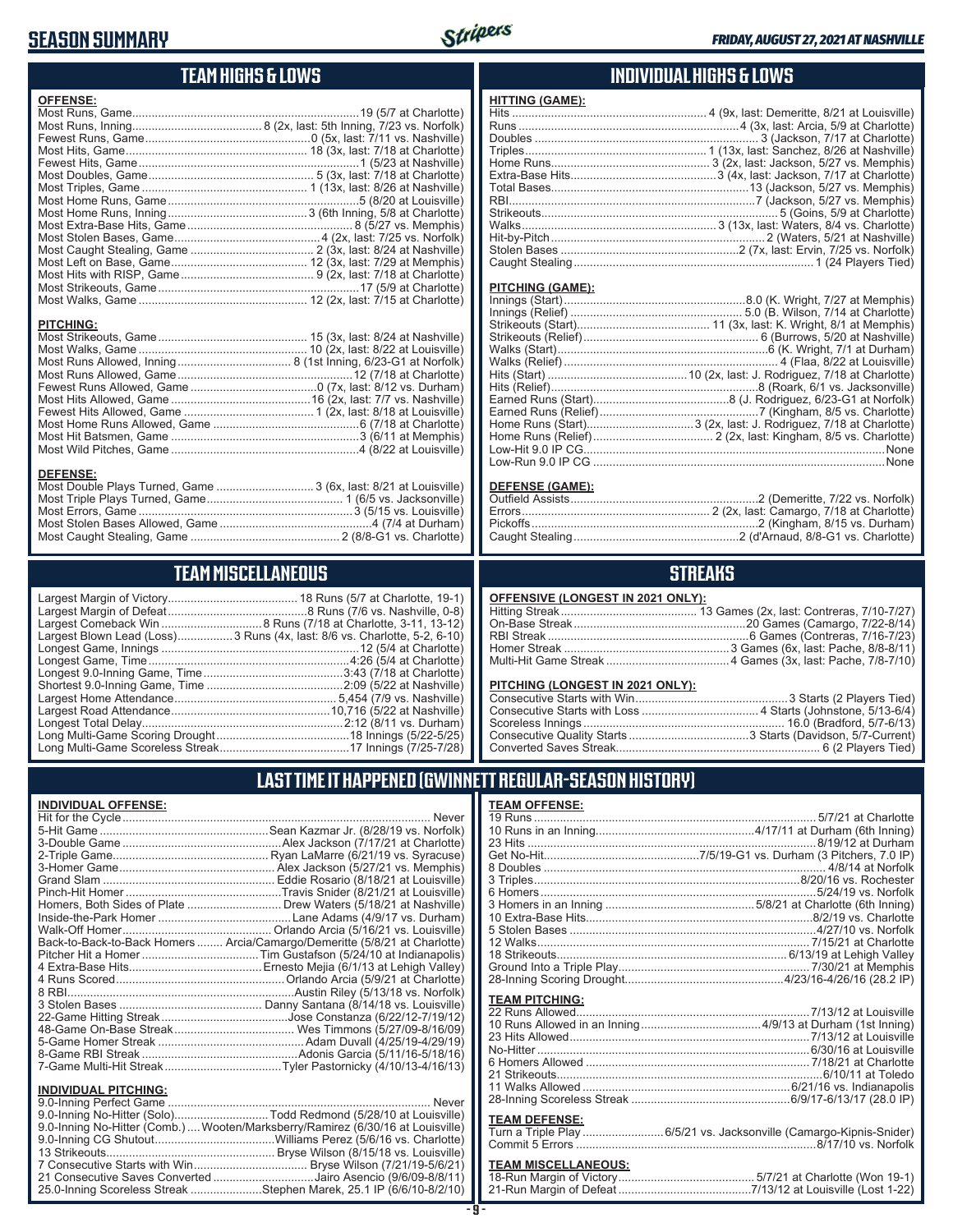# SEASON SUMMARY

*FRIDAY, AUGUST 27, 2021 AT NASHVILLE*

## TEAM HIGHS & LOWS

**OFFENSE:**

| | |
|---|---|
| Most Runs, Game | 19 (5/7 at Charlotte) |
| Most Runs, Inning | 8 (2x, last: 5th Inning, 7/23 vs. Norfolk) |
| Fewest Runs, Game | 0 (5x, last: 7/11 vs. Nashville) |
| Most Hits, Game | 18 (3x, last: 7/18 at Charlotte) |
| Fewest Hits, Game | 1 (5/23 at Nashville) |
| Most Doubles, Game | 5 (3x, last: 7/18 at Charlotte) |
| Most Triples, Game | 1 (13x, last: 8/26 at Nashville) |
| Most Home Runs, Game | 5 (8/20 at Louisville) |
| Most Home Runs, Inning | 3 (6th Inning, 5/8 at Charlotte) |
| Most Extra-Base Hits, Game | 8 (5/27 vs. Memphis) |
| Most Stolen Bases, Game | 4 (2x, last: 7/25 vs. Norfolk) |
| Most Caught Stealing, Game | 2 (3x, last: 8/24 at Nashville) |
| Most Left on Base, Game | 12 (3x, last: 7/29 at Memphis) |
| Most Hits with RISP, Game | 9 (2x, last: 7/18 at Charlotte) |
| Most Strikeouts, Game | 17 (5/9 at Charlotte) |
| Most Walks, Game | 12 (2x, last: 7/15 at Charlotte) |

**PITCHING:**

| | |
|---|---|
| Most Strikeouts, Game | 15 (3x, last: 8/24 at Nashville) |
| Most Walks, Game | 10 (2x, last: 8/22 at Louisville) |
| Most Runs Allowed, Inning | 8 (1st Inning, 6/23-G1 at Norfolk) |
| Most Runs Allowed, Game | 12 (7/18 at Charlotte) |
| Fewest Runs Allowed, Game | 0 (7x, last: 8/12 vs. Durham) |
| Most Hits Allowed, Game | 16 (2x, last: 7/7 vs. Nashville) |
| Fewest Hits Allowed, Game | 1 (2x, last: 8/18 at Louisville) |
| Most Home Runs Allowed, Game | 6 (7/18 at Charlotte) |
| Most Hit Batsmen, Game | 3 (6/11 at Memphis) |
| Most Wild Pitches, Game | 4 (8/22 at Louisville) |

**DEFENSE:**

| | |
|---|---|
| Most Double Plays Turned, Game | 3 (6x, last: 8/21 at Louisville) |
| Most Triple Plays Turned, Game | 1 (6/5 vs. Jacksonville) |
| Most Errors, Game | 3 (5/15 vs. Louisville) |
| Most Stolen Bases Allowed, Game | 4 (7/4 at Durham) |
| Most Caught Stealing, Game | 2 (8/8-G1 vs. Charlotte) |

## INDIVIDUAL HIGHS & LOWS

**HITTING (GAME):**

| | |
|---|---|
| Hits | 4 (9x, last: Demeritte, 8/21 at Louisville) |
| Runs | 4 (3x, last: Arcia, 5/9 at Charlotte) |
| Doubles | 3 (Jackson, 7/17 at Charlotte) |
| Triples | 1 (13x, last: Sanchez, 8/26 at Nashville) |
| Home Runs | 3 (2x, last: Jackson, 5/27 vs. Memphis) |
| Extra-Base Hits | 3 (4x, last: Jackson, 7/17 at Charlotte) |
| Total Bases | 13 (Jackson, 5/27 vs. Memphis) |
| RBI | 7 (Jackson, 5/27 vs. Memphis) |
| Strikeouts | 5 (Goins, 5/9 at Charlotte) |
| Walks | 3 (13x, last: Waters, 8/4 vs. Charlotte) |
| Hit-by-Pitch | 2 (Waters, 5/21 at Nashville) |
| Stolen Bases | 2 (7x, last: Ervin, 7/25 vs. Norfolk) |
| Caught Stealing | 1 (24 Players Tied) |

**PITCHING (GAME):**

| | |
|---|---|
| Innings (Start) | 8.0 (K. Wright, 7/27 at Memphis) |
| Innings (Relief) | 5.0 (B. Wilson, 7/14 at Charlotte) |
| Strikeouts (Start) | 11 (3x, last: K. Wright, 8/1 at Memphis) |
| Strikeouts (Relief) | 6 (Burrows, 5/20 at Nashville) |
| Walks (Start) | 6 (K. Wright, 7/1 at Durham) |
| Walks (Relief) | 4 (Flaa, 8/22 at Louisville) |
| Hits (Start) | 10 (2x, last: J. Rodriguez, 7/18 at Charlotte) |
| Hits (Relief) | 8 (Roark, 6/1 vs. Jacksonville) |
| Earned Runs (Start) | 8 (J. Rodriguez, 6/23-G1 at Norfolk) |
| Earned Runs (Relief) | 7 (Kingham, 8/5 vs. Charlotte) |
| Home Runs (Start) | 3 (2x, last: J. Rodriguez, 7/18 at Charlotte) |
| Home Runs (Relief) | 2 (2x, last: Kingham, 8/5 vs. Charlotte) |
| Low-Hit 9.0 IP CG | None |
| Low-Run 9.0 IP CG | None |

**DEFENSE (GAME):**

| | |
|---|---|
| Outfield Assists | 2 (Demeritte, 7/22 vs. Norfolk) |
| Errors | 2 (2x, last: Camargo, 7/18 at Charlotte) |
| Pickoffs | 2 (Kingham, 8/15 vs. Durham) |
| Caught Stealing | 2 (d'Arnaud, 8/8-G1 vs. Charlotte) |

## TEAM MISCELLANEOUS

| | |
|---|---|
| Largest Margin of Victory | 18 Runs (5/7 at Charlotte, 19-1) |
| Largest Margin of Defeat | 8 Runs (7/6 vs. Nashville, 0-8) |
| Largest Comeback Win | 8 Runs (7/18 at Charlotte, 3-11, 13-12) |
| Largest Blown Lead (Loss) | 3 Runs (4x, last: 8/6 vs. Charlotte, 5-2, 6-10) |
| Longest Game, Innings | 12 (5/4 at Charlotte) |
| Longest Game, Time | 4:26 (5/4 at Charlotte) |
| Longest 9.0-Inning Game, Time | 3:43 (7/18 at Charlotte) |
| Shortest 9.0-Inning Game, Time | 2:09 (5/22 at Nashville) |
| Largest Home Attendance | 5,454 (7/9 vs. Nashville) |
| Largest Road Attendance | 10,716 (5/22 at Nashville) |
| Longest Total Delay | 2:12 (8/11 vs. Durham) |
| Long Multi-Game Scoring Drought | 18 Innings (5/22-5/25) |
| Long Multi-Game Scoreless Streak | 17 Innings (7/25-7/28) |

## STREAKS

**OFFENSIVE (LONGEST IN 2021 ONLY):**

| | |
|---|---|
| Hitting Streak | 13 Games (2x, last: Contreras, 7/10-7/27) |
| On-Base Streak | 20 Games (Camargo, 7/22-8/14) |
| RBI Streak | 6 Games (Contreras, 7/16-7/23) |
| Homer Streak | 3 Games (6x, last: Pache, 8/8-8/11) |
| Multi-Hit Game Streak | 4 Games (3x, last: Pache, 7/8-7/10) |

**PITCHING (LONGEST IN 2021 ONLY):**

| | |
|---|---|
| Consecutive Starts with Win | 3 Starts (2 Players Tied) |
| Consecutive Starts with Loss | 4 Starts (Johnstone, 5/13-6/4) |
| Scoreless Innings | 16.0 (Bradford, 5/7-6/13) |
| Consecutive Quality Starts | 3 Starts (Davidson, 5/7-Current) |
| Converted Saves Streak | 6 (2 Players Tied) |

## LAST TIME IT HAPPENED (GWINNETT REGULAR-SEASON HISTORY)

**INDIVIDUAL OFFENSE:**

| | |
|---|---|
| Hit for the Cycle | Never |
| 5-Hit Game | Sean Kazmar Jr. (8/28/19 vs. Norfolk) |
| 3-Double Game | Alex Jackson (7/17/21 at Charlotte) |
| 2-Triple Game | Ryan LaMarre (6/21/19 vs. Syracuse) |
| 3-Homer Game | Alex Jackson (5/27/21 vs. Memphis) |
| Grand Slam | Eddie Rosario (8/18/21 at Louisville) |
| Pinch-Hit Homer | Travis Snider (8/21/21 at Louisville) |
| Homers, Both Sides of Plate | Drew Waters (5/18/21 at Nashville) |
| Inside-the-Park Homer | Lane Adams (4/9/17 vs. Durham) |
| Walk-Off Homer | Orlando Arcia (5/16/21 vs. Louisville) |
| Back-to-Back-to-Back Homers | Arcia/Camargo/Demeritte (5/8/21 at Charlotte) |
| Pitcher Hit a Homer | Tim Gustafson (5/24/10 at Indianapolis) |
| 4 Extra-Base Hits | Ernesto Mejia (6/1/13 at Lehigh Valley) |
| 4 Runs Scored | Orlando Arcia (5/9/21 at Charlotte) |
| 8 RBI | Austin Riley (5/13/18 vs. Norfolk) |
| 3 Stolen Bases | Danny Santana (8/14/18 vs. Louisville) |
| 22-Game Hitting Streak | Jose Constanza (6/22/12-7/19/12) |
| 48-Game On-Base Streak | Wes Timmons (5/27/09-8/16/09) |
| 5-Game Homer Streak | Adam Duvall (4/25/19-4/29/19) |
| 8-Game RBI Streak | Adonis Garcia (5/11/16-5/18/16) |
| 7-Game Multi-Hit Streak | Tyler Pastornicky (4/10/13-4/16/13) |

**INDIVIDUAL PITCHING:**

| | |
|---|---|
| 9.0-Inning Perfect Game | Never |
| 9.0-Inning No-Hitter (Solo) | Todd Redmond (5/28/10 at Louisville) |
| 9.0-Inning No-Hitter (Comb.) | Wooten/Marksberry/Ramirez (6/30/16 at Louisville) |
| 9.0-Inning CG Shutout | Williams Perez (5/6/16 vs. Charlotte) |
| 13 Strikeouts | Bryse Wilson (8/15/18 vs. Louisville) |
| 7 Consecutive Starts with Win | Bryse Wilson (7/21/19-5/6/21) |
| 21 Consecutive Saves Converted | Jairo Asencio (9/6/09-8/8/11) |
| 25.0-Inning Scoreless Streak | Stephen Marek, 25.1 IP (6/6/10-8/2/10) |

**TEAM OFFENSE:**

| | |
|---|---|
| 19 Runs | 5/7/21 at Charlotte |
| 10 Runs in an Inning | 4/17/11 at Durham (6th Inning) |
| 23 Hits | 8/19/12 at Durham |
| Get No-Hit | 7/5/19-G1 vs. Durham (3 Pitchers, 7.0 IP) |
| 8 Doubles | 4/8/14 at Norfolk |
| 3 Triples | 8/20/16 vs. Rochester |
| 6 Homers | 5/24/19 vs. Norfolk |
| 3 Homers in an Inning | 5/8/21 at Charlotte (6th Inning) |
| 10 Extra-Base Hits | 8/2/19 vs. Charlotte |
| 5 Stolen Bases | 4/27/10 vs. Norfolk |
| 12 Walks | 7/15/21 at Charlotte |
| 18 Strikeouts | 6/13/19 at Lehigh Valley |
| Ground Into a Triple Play | 7/30/21 at Memphis |
| 28-Inning Scoring Drought | 4/23/16-4/26/16 (28.2 IP) |

**TEAM PITCHING:**

| | |
|---|---|
| 22 Runs Allowed | 7/13/12 at Louisville |
| 10 Runs Allowed in an Inning | 4/9/13 at Durham (1st Inning) |
| 23 Hits Allowed | 7/13/12 at Louisville |
| No-Hitter | 6/30/16 at Louisville |
| 6 Homers Allowed | 7/18/21 at Charlotte |
| 21 Strikeouts | 6/10/11 at Toledo |
| 11 Walks Allowed | 6/21/16 vs. Indianapolis |
| 28-Inning Scoreless Streak | 6/9/17-6/13/17 (28.0 IP) |

**TEAM DEFENSE:**

| | |
|---|---|
| Turn a Triple Play | 6/5/21 vs. Jacksonville (Camargo-Kipnis-Snider) |
| Commit 5 Errors | 8/17/10 vs. Norfolk |

**TEAM MISCELLANEOUS:**

| | |
|---|---|
| 18-Run Margin of Victory | 5/7/21 at Charlotte (Won 19-1) |
| 21-Run Margin of Defeat | 7/13/12 at Louisville (Lost 1-22) |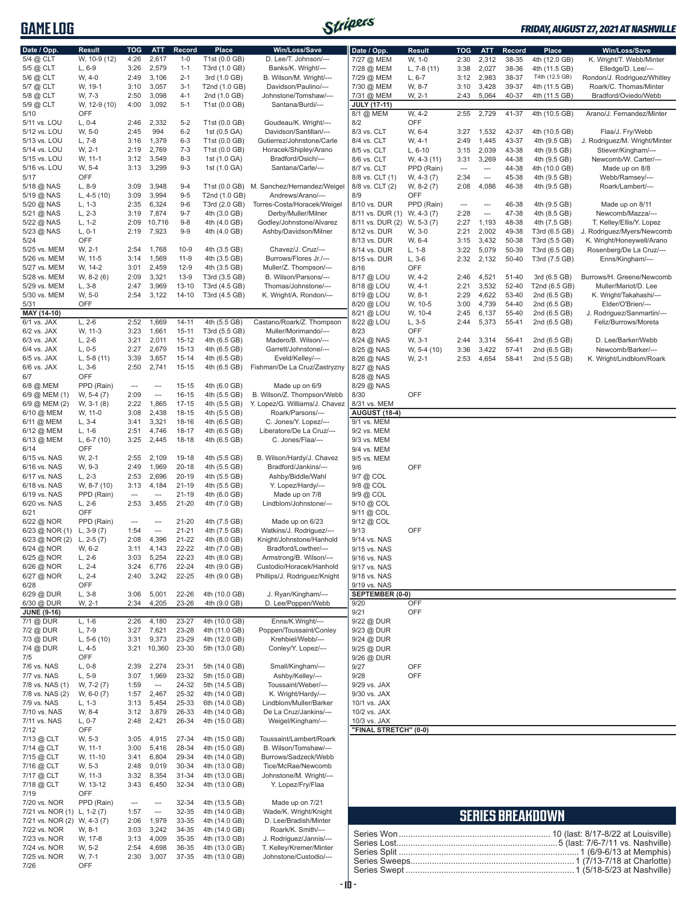# GAME LOG

*FRIDAY, AUGUST 27, 2021 AT NASHVILLE*

| Date / Opp. | Result | TOG | ATT | Record | Place | Win/Loss/Save |
|---|---|---|---|---|---|---|
| 5/4 @ CLT | W, 10-9 (12) | 4:26 | 2,617 | 1-0 | T1st (0.0 GB) | D. Lee/T. Johnson/--- |
| 5/5 @ CLT | L, 6-9 | 3:26 | 2,579 | 1-1 | T3rd (1.0 GB) | Banks/K. Wright/--- |
| 5/6 @ CLT | W, 4-0 | 2:49 | 3,106 | 2-1 | 3rd (1.0 GB) | B. Wilson/M. Wright/--- |
| 5/7 @ CLT | W, 19-1 | 3:10 | 3,057 | 3-1 | T2nd (1.0 GB) | Davidson/Paulino/--- |
| 5/8 @ CLT | W, 7-3 | 2:50 | 3,098 | 4-1 | 2nd (1.0 GB) | Johnstone/Tomshaw/--- |
| 5/9 @ CLT | W, 12-9 (10) | 4:00 | 3,092 | 5-1 | T1st (0.0 GB) | Santana/Burdi/--- |
| 5/10 | OFF | | | | | |
| 5/11 vs. LOU | L, 0-4 | 2:46 | 2,332 | 5-2 | T1st (0.0 GB) | Goudeau/K. Wright/--- |
| 5/12 vs. LOU | W, 5-0 | 2:45 | 994 | 6-2 | 1st (0.5 GA) | Davidson/Santillan/--- |
| 5/13 vs. LOU | L, 7-8 | 3:16 | 1,379 | 6-3 | T1st (0.0 GB) | Gutierrez/Johnstone/Carle |
| 5/14 vs. LOU | W, 2-1 | 2:19 | 2,769 | 7-3 | T1st (0.0 GB) | Horacek/Shipley/Arano |
| 5/15 vs. LOU | W, 11-1 | 3:12 | 3,549 | 8-3 | 1st (1.0 GA) | Bradford/Osich/--- |
| 5/16 vs. LOU | W, 5-4 | 3:13 | 3,299 | 9-3 | 1st (1.0 GA) | Santana/Carle/--- |
| 5/17 | OFF | | | | | |
| 5/18 @ NAS | L, 8-9 | 3:09 | 3,948 | 9-4 | T1st (0.0 GB) | M. Sanchez/Hernandez/Weigel |
| 5/19 @ NAS | L, 4-5 (10) | 3:09 | 3,994 | 9-5 | T2nd (1.0 GB) | Andrews/Arano/--- |
| 5/20 @ NAS | L, 1-3 | 2:35 | 6,324 | 9-6 | T3rd (2.0 GB) | Torres-Costa/Horacek/Weigel |
| 5/21 @ NAS | L, 2-3 | 3:19 | 7,874 | 9-7 | 4th (3.0 GB) | Derby/Muller/Milner |
| 5/22 @ NAS | L, 1-2 | 2:09 | 10,716 | 9-8 | 4th (4.0 GB) | Godley/Johnstone/Alvarez |
| 5/23 @ NAS | L, 0-1 | 2:19 | 7,923 | 9-9 | 4th (4.0 GB) | Ashby/Davidson/Milner |
| 5/24 | OFF | | | | | |
| 5/25 vs. MEM | W, 2-1 | 2:54 | 1,768 | 10-9 | 4th (3.5 GB) | Chavez/J. Cruz/--- |
| 5/26 vs. MEM | W, 11-5 | 3:14 | 1,569 | 11-9 | 4th (3.5 GB) | Burrows/Flores Jr./--- |
| 5/27 vs. MEM | W, 14-2 | 3:01 | 2,459 | 12-9 | 4th (3.5 GB) | Muller/Z. Thompson/--- |
| 5/28 vs. MEM | W, 8-2 (6) | 2:09 | 3,321 | 13-9 | T3rd (3.5 GB) | B. Wilson/Parsons/--- |
| 5/29 vs. MEM | L, 3-8 | 2:47 | 3,969 | 13-10 | T3rd (4.5 GB) | Thomas/Johnstone/--- |
| 5/30 vs. MEM | W, 5-0 | 2:54 | 3,122 | 14-10 | T3rd (4.5 GB) | K. Wright/A. Rondon/--- |
| 5/31 | OFF | | | | | |
| **MAY (14-10)** | | | | | | |
| 6/1 vs. JAX | L, 2-6 | 2:52 | 1,669 | 14-11 | 4th (5.5 GB) | Castano/Roark/Z. Thompson |
| 6/2 vs. JAX | W, 11-3 | 3:23 | 1,661 | 15-11 | T3rd (5.5 GB) | Muller/Morimando/--- |
| 6/3 vs. JAX | L, 2-6 | 3:21 | 2,011 | 15-12 | 4th (6.5 GB) | Madero/B. Wilson/--- |
| 6/4 vs. JAX | L, 0-5 | 2:27 | 2,679 | 15-13 | 4th (6.5 GB) | Garrett/Johnstone/--- |
| 6/5 vs. JAX | L, 5-8 (11) | 3:39 | 3,657 | 15-14 | 4th (6.5 GB) | Eveld/Kelley/--- |
| 6/6 vs. JAX | L, 3-6 | 2:50 | 2,741 | 15-15 | 4th (6.5 GB) | Fishman/De La Cruz/Zastryzny |
| 6/7 | OFF | | | | | |
| 6/8 @ MEM | PPD (Rain) | --- | --- | 15-15 | 4th (6.0 GB) | Made up on 6/9 |
| 6/9 @ MEM (1) | W, 5-4 (7) | 2:09 | --- | 16-15 | 4th (5.5 GB) | B. Wilson/Z. Thompson/Webb |
| 6/9 @ MEM (2) | W, 3-1 (8) | 2:22 | 1,865 | 17-15 | 4th (5.5 GB) | Y. Lopez/G. Williams/J. Chavez |
| 6/10 @ MEM | W, 11-0 | 3:08 | 2,438 | 18-15 | 4th (5.5 GB) | Roark/Parsons/--- |
| 6/11 @ MEM | L, 3-4 | 3:41 | 3,321 | 18-16 | 4th (6.5 GB) | C. Jones/Y. Lopez/--- |
| 6/12 @ MEM | L, 1-6 | 2:51 | 4,746 | 18-17 | 4th (6.5 GB) | Liberatore/De La Cruz/--- |
| 6/13 @ MEM | L, 6-7 (10) | 3:25 | 2,445 | 18-18 | 4th (6.5 GB) | C. Jones/Flaa/--- |
| 6/14 | OFF | | | | | |
| 6/15 vs. NAS | W, 2-1 | 2:55 | 2,109 | 19-18 | 4th (5.5 GB) | B. Wilson/Hardy/J. Chavez |
| 6/16 vs. NAS | W, 9-3 | 2:49 | 1,969 | 20-18 | 4th (5.5 GB) | Bradford/Jankins/--- |
| 6/17 vs. NAS | L, 2-3 | 2:53 | 2,696 | 20-19 | 4th (5.5 GB) | Ashby/Biddle/Wahl |
| 6/18 vs. NAS | W, 8-7 (10) | 3:13 | 4,184 | 21-19 | 4th (5.5 GB) | Y. Lopez/Hardy/--- |
| 6/19 vs. NAS | PPD (Rain) | --- | --- | 21-19 | 4th (6.0 GB) | Made up on 7/8 |
| 6/20 vs. NAS | L, 2-6 | 2:53 | 3,455 | 21-20 | 4th (7.0 GB) | Lindblom/Johnstone/--- |
| 6/21 | OFF | | | | | |
| 6/22 @ NOR | PPD (Rain) | --- | --- | 21-20 | 4th (7.5 GB) | Made up on 6/23 |
| 6/23 @ NOR (1) | L, 3-9 (7) | 1:54 | --- | 21-21 | 4th (7.5 GB) | Watkins/J. Rodriguez/--- |
| 6/23 @ NOR (2) | L, 2-5 (7) | 2:08 | 4,396 | 21-22 | 4th (8.0 GB) | Knight/Johnstone/Hanhold |
| 6/24 @ NOR | W, 6-2 | 3:11 | 4,143 | 22-22 | 4th (7.0 GB) | Bradford/Lowther/--- |
| 6/25 @ NOR | L, 2-6 | 3:03 | 5,254 | 22-23 | 4th (8.0 GB) | Armstrong/B. Wilson/--- |
| 6/26 @ NOR | L, 2-4 | 3:24 | 6,776 | 22-24 | 4th (9.0 GB) | Custodio/Horacek/Hanhold |
| 6/27 @ NOR | L, 2-4 | 2:40 | 3,242 | 22-25 | 4th (9.0 GB) | Phillips/J. Rodriguez/Knight |
| 6/28 | OFF | | | | | |
| 6/29 @ DUR | L, 3-8 | 3:06 | 5,001 | 22-26 | 4th (10.0 GB) | J. Ryan/Kingham/--- |
| 6/30 @ DUR | W, 2-1 | 2:34 | 4,205 | 23-26 | 4th (9.0 GB) | D. Lee/Poppen/Webb |
| **JUNE (9-16)** | | | | | | |
| 7/1 @ DUR | L, 1-6 | 2:26 | 4,180 | 23-27 | 4th (10.0 GB) | Enns/K. Wright/--- |
| 7/2 @ DUR | L, 7-9 | 3:27 | 7,621 | 23-28 | 4th (11.0 GB) | Poppen/Toussaint/Conley |
| 7/3 @ DUR | L, 5-6 (10) | 3:31 | 9,373 | 23-29 | 4th (12.0 GB) | Krehbiel/Webb/--- |
| 7/4 @ DUR | L, 4-5 | 3:21 | 10,360 | 23-30 | 5th (13.0 GB) | Conley/Y. Lopez/--- |
| 7/5 | OFF | | | | | |
| 7/6 vs. NAS | L, 0-8 | 2:39 | 2,274 | 23-31 | 5th (14.0 GB) | Small/Kingham/--- |
| 7/7 vs. NAS | L, 5-9 | 3:07 | 1,969 | 23-32 | 5th (15.0 GB) | Ashby/Kelley/--- |
| 7/8 vs. NAS (1) | W, 7-2 (7) | 1:59 | --- | 24-32 | 5th (14.5 GB) | Toussaint/Weber/--- |
| 7/8 vs. NAS (2) | W, 6-0 (7) | 1:57 | 2,467 | 25-32 | 4th (14.0 GB) | K. Wright/Hardy/--- |
| 7/9 vs. NAS | L, 1-3 | 3:13 | 5,454 | 25-33 | 6th (14.0 GB) | Lindblom/Muller/Barker |
| 7/10 vs. NAS | W, 8-4 | 3:12 | 3,879 | 26-33 | 4th (14.0 GB) | De La Cruz/Jankins/--- |
| 7/11 vs. NAS | L, 0-7 | 2:48 | 2,421 | 26-34 | 4th (15.0 GB) | Weigel/Kingham/--- |
| 7/12 | OFF | | | | | |
| 7/13 @ CLT | W, 5-3 | 3:05 | 4,915 | 27-34 | 4th (15.0 GB) | Toussaint/Lambert/Roark |
| 7/14 @ CLT | W, 11-1 | 3:00 | 5,416 | 28-34 | 4th (15.0 GB) | B. Wilson/Tomshaw/--- |
| 7/15 @ CLT | W, 11-10 | 3:41 | 6,804 | 29-34 | 4th (14.0 GB) | Burrows/Sadzeck/Webb |
| 7/16 @ CLT | W, 5-3 | 2:48 | 9,019 | 30-34 | 4th (13.0 GB) | Tice/McRae/Newcomb |
| 7/17 @ CLT | W, 11-3 | 3:32 | 8,354 | 31-34 | 4th (13.0 GB) | Johnstone/M. Wright/--- |
| 7/18 @ CLT | W, 13-12 | 3:43 | 6,450 | 32-34 | 4th (13.0 GB) | Y. Lopez/Fry/Flaa |
| 7/19 | OFF | | | | | |
| 7/20 vs. NOR | PPD (Rain) | --- | --- | 32-34 | 4th (13.5 GB) | Made up on 7/21 |
| 7/21 vs. NOR (1) | L, 1-2 (7) | 1:57 | --- | 32-35 | 4th (14.0 GB) | Wade/K. Wright/Knight |
| 7/21 vs. NOR (2) | W, 4-3 (7) | 2:06 | 1,979 | 33-35 | 4th (14.0 GB) | D. Lee/Bradish/Minter |
| 7/22 vs. NOR | W, 8-1 | 3:03 | 3,242 | 34-35 | 4th (14.0 GB) | Roark/K. Smith/--- |
| 7/23 vs. NOR | W, 17-8 | 3:13 | 4,009 | 35-35 | 4th (13.0 GB) | J. Rodriguez/Jannis/--- |
| 7/24 vs. NOR | W, 5-2 | 2:54 | 4,698 | 36-35 | 4th (13.0 GB) | T. Kelley/Kremer/Minter |
| 7/25 vs. NOR | W, 7-1 | 2:30 | 3,007 | 37-35 | 4th (13.0 GB) | Johnstone/Custodio/--- |
| 7/26 | OFF | | | | | |
| 7/27 @ MEM | W, 1-0 | 2:30 | 2,312 | 38-35 | 4th (12.0 GB) | K. Wright/T. Webb/Minter |
| 7/28 @ MEM | L, 7-8 (11) | 3:38 | 2,027 | 38-36 | 4th (11.5 GB) | Elledge/D. Lee/--- |
| 7/29 @ MEM | L, 6-7 | 3:12 | 2,983 | 38-37 | T4th (12.5 GB) | Rondon/J. Rodriguez/Whitley |
| 7/30 @ MEM | W, 8-7 | 3:10 | 3,428 | 39-37 | 4th (11.5 GB) | Roark/C. Thomas/Minter |
| 7/31 @ MEM | W, 2-1 | 2:43 | 5,064 | 40-37 | 4th (11.5 GB) | Bradford/Oviedo/Webb |
| **JULY (17-11)** | | | | | | |
| 8/1 @ MEM | W, 4-2 | 2:55 | 2,729 | 41-37 | 4th (10.5 GB) | Arano/J. Fernandez/Minter |
| 8/2 | OFF | | | | | |
| 8/3 vs. CLT | W, 6-4 | 3:27 | 1,532 | 42-37 | 4th (10.5 GB) | Flaa/J. Fry/Webb |
| 8/4 vs. CLT | W, 4-1 | 2:49 | 1,445 | 43-37 | 4th (9.5 GB) | J. Rodriguez/M. Wright/Minter |
| 8/5 vs. CLT | L, 6-10 | 3:15 | 2,039 | 43-38 | 4th (9.5 GB) | Stiever/Kingham/--- |
| 8/6 vs. CLT | W, 4-3 (11) | 3:31 | 3,269 | 44-38 | 4th (9.5 GB) | Newcomb/W. Carter/--- |
| 8/7 vs. CLT | PPD (Rain) | --- | --- | 44-38 | 4th (10.0 GB) | Made up on 8/8 |
| 8/8 vs. CLT (1) | W, 4-3 (7) | 2:34 | --- | 45-38 | 4th (9.5 GB) | Webb/Ramsey/--- |
| 8/8 vs. CLT (2) | W, 8-2 (7) | 2:08 | 4,086 | 46-38 | 4th (9.5 GB) | Roark/Lambert/--- |
| 8/9 | OFF | | | | | |
| 8/10 vs. DUR | PPD (Rain) | --- | --- | 46-38 | 4th (9.5 GB) | Made up on 8/11 |
| 8/11 vs. DUR (1) | W, 4-3 (7) | 2:28 | --- | 47-38 | 4th (8.5 GB) | Newcomb/Mazza/--- |
| 8/11 vs. DUR (2) | W, 5-3 (7) | 2:27 | 1,193 | 48-38 | 4th (7.5 GB) | T. Kelley/Ellis/Y. Lopez |
| 8/12 vs. DUR | W, 3-0 | 2:21 | 2,002 | 49-38 | T3rd (6.5 GB) | J. Rodriguez/Myers/Newcomb |
| 8/13 vs. DUR | W, 6-4 | 3:15 | 3,432 | 50-38 | T3rd (5.5 GB) | K. Wright/Honeywell/Arano |
| 8/14 vs. DUR | L, 1-8 | 3:22 | 5,079 | 50-39 | T3rd (6.5 GB) | Rosenberg/De La Cruz/--- |
| 8/15 vs. DUR | L, 3-6 | 2:32 | 2,132 | 50-40 | T3rd (7.5 GB) | Enns/Kingham/--- |
| 8/16 | OFF | | | | | |
| 8/17 @ LOU | W, 4-2 | 2:46 | 4,521 | 51-40 | 3rd (6.5 GB) | Burrows/H. Greene/Newcomb |
| 8/18 @ LOU | W, 4-1 | 2:21 | 3,532 | 52-40 | T2nd (6.5 GB) | Muller/Mariot/D. Lee |
| 8/19 @ LOU | W, 8-1 | 2:29 | 4,622 | 53-40 | 2nd (6.5 GB) | K. Wright/Takahashi/--- |
| 8/20 @ LOU | W, 10-5 | 3:00 | 4,739 | 54-40 | 2nd (6.5 GB) | Elder/O'Brien/--- |
| 8/21 @ LOU | W, 10-4 | 2:45 | 6,137 | 55-40 | 2nd (6.5 GB) | J. Rodriguez/Sanmartin/--- |
| 8/22 @ LOU | L, 3-5 | 2:44 | 5,373 | 55-41 | 2nd (6.5 GB) | Feliz/Burrows/Moreta |
| 8/23 | OFF | | | | | |
| 8/24 @ NAS | W, 3-1 | 2:44 | 3,314 | 56-41 | 2nd (6.5 GB) | D. Lee/Barker/Webb |
| 8/25 @ NAS | W, 5-4 (10) | 3:36 | 3,422 | 57-41 | 2nd (6.5 GB) | Newcomb/Barker/--- |
| 8/26 @ NAS | W, 2-1 | 2:53 | 4,654 | 58-41 | 2nd (5.5 GB) | K. Wright/Lindblom/Roark |
| 8/27 @ NAS | | | | | | |
| 8/28 @ NAS | | | | | | |
| 8/29 @ NAS | | | | | | |
| 8/30 | OFF | | | | | |
| 8/31 vs. MEM | | | | | | |
| **AUGUST (18-4)** | | | | | | |
| 9/1 vs. MEM | | | | | | |
| 9/2 vs. MEM | | | | | | |
| 9/3 vs. MEM | | | | | | |
| 9/4 vs. MEM | | | | | | |
| 9/5 vs. MEM | | | | | | |
| 9/6 | OFF | | | | | |
| 9/7 @ COL | | | | | | |
| 9/8 @ COL | | | | | | |
| 9/9 @ COL | | | | | | |
| 9/10 @ COL | | | | | | |
| 9/11 @ COL | | | | | | |
| 9/12 @ COL | | | | | | |
| 9/13 | OFF | | | | | |
| 9/14 vs. NAS | | | | | | |
| 9/15 vs. NAS | | | | | | |
| 9/16 vs. NAS | | | | | | |
| 9/17 vs. NAS | | | | | | |
| 9/18 vs. NAS | | | | | | |
| 9/19 vs. NAS | | | | | | |
| **SEPTEMBER (0-0)** | | | | | | |
| 9/20 | OFF | | | | | |
| 9/21 | OFF | | | | | |
| 9/22 @ DUR | | | | | | |
| 9/23 @ DUR | | | | | | |
| 9/24 @ DUR | | | | | | |
| 9/25 @ DUR | | | | | | |
| 9/26 @ DUR | | | | | | |
| 9/27 | OFF | | | | | |
| 9/28 | OFF | | | | | |
| 9/29 vs. JAX | | | | | | |
| 9/30 vs. JAX | | | | | | |
| 10/1 vs. JAX | | | | | | |
| 10/2 vs. JAX | | | | | | |
| 10/3 vs. JAX | | | | | | |
| **"FINAL STRETCH" (0-0)** | | | | | | |

## SERIES BREAKDOWN

| | |
|---|---|
| Series Won | 10 (last: 8/17-8/22 at Louisville) |
| Series Lost | 5 (last: 7/6-7/11 vs. Nashville) |
| Series Split | 1 (6/9-6/13 at Memphis) |
| Series Sweeps | 1 (7/13-7/18 at Charlotte) |
| Series Swept | 1 (5/18-5/23 at Nashville) |